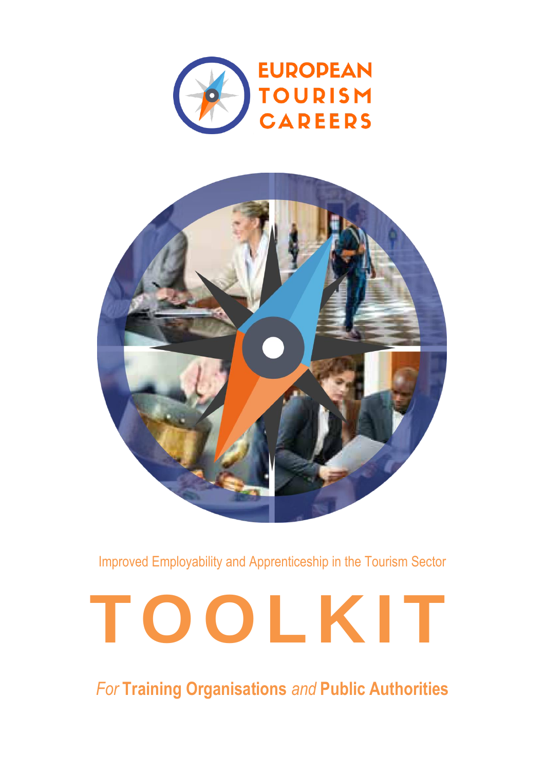EUROPEAN TOURISM CAREERS

Improved Employability and Apprenticeship in the Tourism Sector

# TOOLKIT

*For* **Training Organisations** *and* **Public Authorities**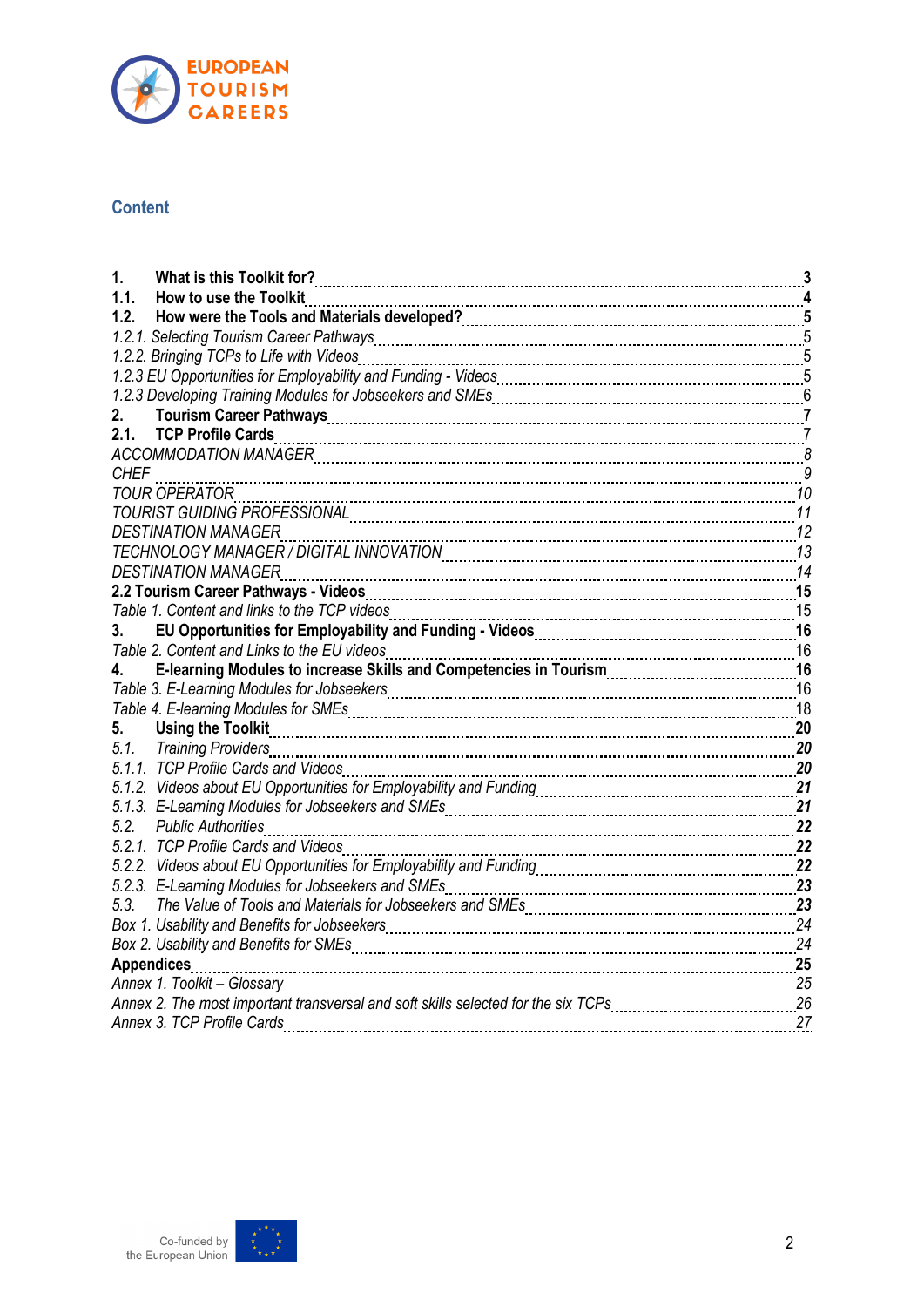## Content

| | |
|---|---|
| **1. What is this Toolkit for?** | **3** |
| **1.1. How to use the Toolkit** | **4** |
| **1.2. How were the Tools and Materials developed?** | **5** |
| *1.2.1. Selecting Tourism Career Pathways* | *5* |
| *1.2.2. Bringing TCPs to Life with Videos* | *5* |
| *1.2.3 EU Opportunities for Employability and Funding - Videos* | *5* |
| *1.2.3 Developing Training Modules for Jobseekers and SMEs* | *6* |
| **2. Tourism Career Pathways** | **7** |
| **2.1. TCP Profile Cards** | 7 |
| *ACCOMMODATION MANAGER* | *8* |
| *CHEF* | *9* |
| *TOUR OPERATOR* | *10* |
| *TOURIST GUIDING PROFESSIONAL* | *11* |
| *DESTINATION MANAGER* | *12* |
| *TECHNOLOGY MANAGER / DIGITAL INNOVATION* | *13* |
| *DESTINATION MANAGER* | *14* |
| **2.2 Tourism Career Pathways - Videos** | **15** |
| *Table 1. Content and links to the TCP videos* | 15 |
| **3. EU Opportunities for Employability and Funding - Videos** | **16** |
| *Table 2. Content and Links to the EU videos* | 16 |
| **4. E-learning Modules to increase Skills and Competencies in Tourism** | **16** |
| *Table 3. E-Learning Modules for Jobseekers* | 16 |
| *Table 4. E-learning Modules for SMEs* | 18 |
| **5. Using the Toolkit** | **20** |
| *5.1. Training Providers* | ***20*** |
| *5.1.1. TCP Profile Cards and Videos* | ***20*** |
| *5.1.2. Videos about EU Opportunities for Employability and Funding* | ***21*** |
| *5.1.3. E-Learning Modules for Jobseekers and SMEs* | ***21*** |
| *5.2. Public Authorities* | ***22*** |
| *5.2.1. TCP Profile Cards and Videos* | ***22*** |
| *5.2.2. Videos about EU Opportunities for Employability and Funding* | ***22*** |
| *5.2.3. E-Learning Modules for Jobseekers and SMEs* | ***23*** |
| *5.3. The Value of Tools and Materials for Jobseekers and SMEs* | ***23*** |
| *Box 1. Usability and Benefits for Jobseekers* | *24* |
| *Box 2. Usability and Benefits for SMEs* | *24* |
| **Appendices** | **25** |
| *Annex 1. Toolkit – Glossary* | *25* |
| *Annex 2. The most important transversal and soft skills selected for the six TCPs* | *26* |
| *Annex 3. TCP Profile Cards* | *27* |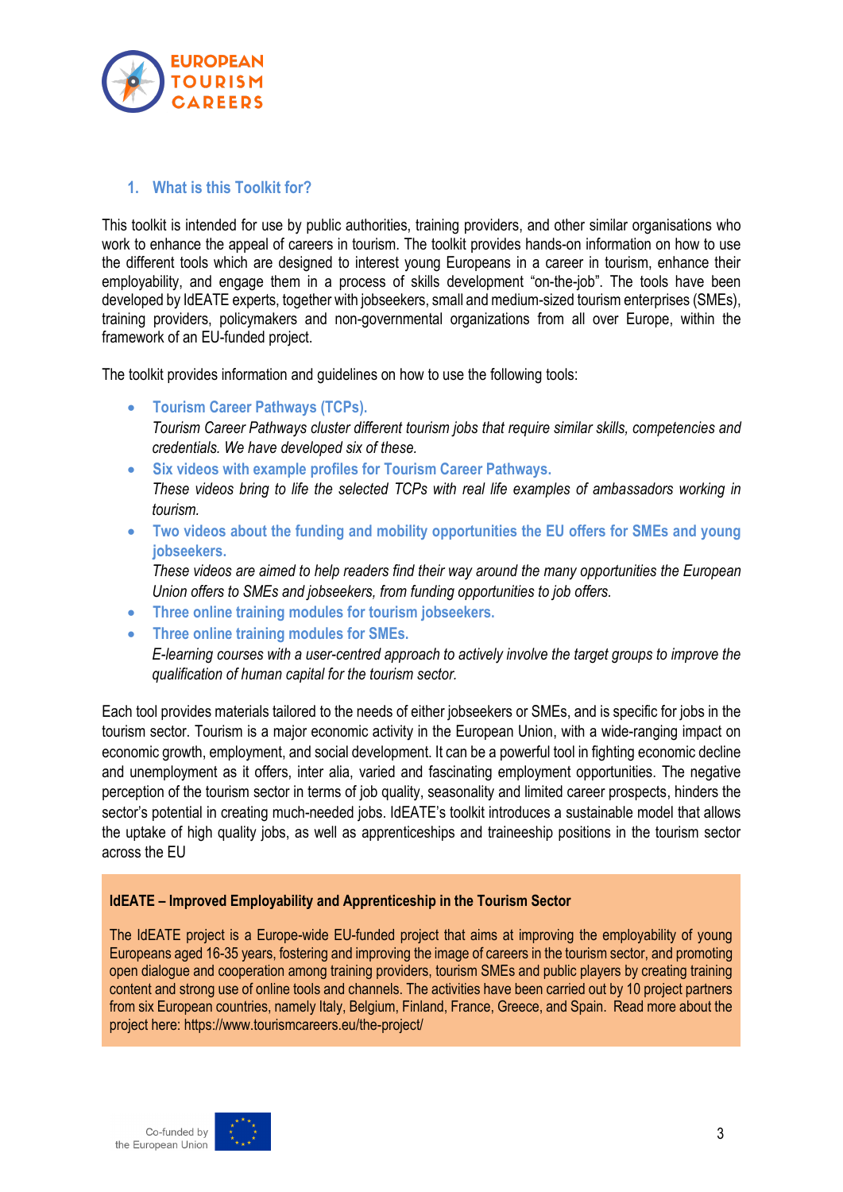## 1. What is this Toolkit for?

This toolkit is intended for use by public authorities, training providers, and other similar organisations who work to enhance the appeal of careers in tourism. The toolkit provides hands-on information on how to use the different tools which are designed to interest young Europeans in a career in tourism, enhance their employability, and engage them in a process of skills development "on-the-job". The tools have been developed by IdEATE experts, together with jobseekers, small and medium-sized tourism enterprises (SMEs), training providers, policymakers and non-governmental organizations from all over Europe, within the framework of an EU-funded project.

The toolkit provides information and guidelines on how to use the following tools:

- **Tourism Career Pathways (TCPs).**
  *Tourism Career Pathways cluster different tourism jobs that require similar skills, competencies and credentials. We have developed six of these.*
- **Six videos with example profiles for Tourism Career Pathways.**
  *These videos bring to life the selected TCPs with real life examples of ambassadors working in tourism.*
- **Two videos about the funding and mobility opportunities the EU offers for SMEs and young jobseekers.**
  *These videos are aimed to help readers find their way around the many opportunities the European Union offers to SMEs and jobseekers, from funding opportunities to job offers.*
- **Three online training modules for tourism jobseekers.**
- **Three online training modules for SMEs.**
  *E-learning courses with a user-centred approach to actively involve the target groups to improve the qualification of human capital for the tourism sector.*

Each tool provides materials tailored to the needs of either jobseekers or SMEs, and is specific for jobs in the tourism sector. Tourism is a major economic activity in the European Union, with a wide-ranging impact on economic growth, employment, and social development. It can be a powerful tool in fighting economic decline and unemployment as it offers, inter alia, varied and fascinating employment opportunities. The negative perception of the tourism sector in terms of job quality, seasonality and limited career prospects, hinders the sector's potential in creating much-needed jobs. IdEATE's toolkit introduces a sustainable model that allows the uptake of high quality jobs, as well as apprenticeships and traineeship positions in the tourism sector across the EU

**IdEATE – Improved Employability and Apprenticeship in the Tourism Sector**

The IdEATE project is a Europe-wide EU-funded project that aims at improving the employability of young Europeans aged 16-35 years, fostering and improving the image of careers in the tourism sector, and promoting open dialogue and cooperation among training providers, tourism SMEs and public players by creating training content and strong use of online tools and channels. The activities have been carried out by 10 project partners from six European countries, namely Italy, Belgium, Finland, France, Greece, and Spain. Read more about the project here: https://www.tourismcareers.eu/the-project/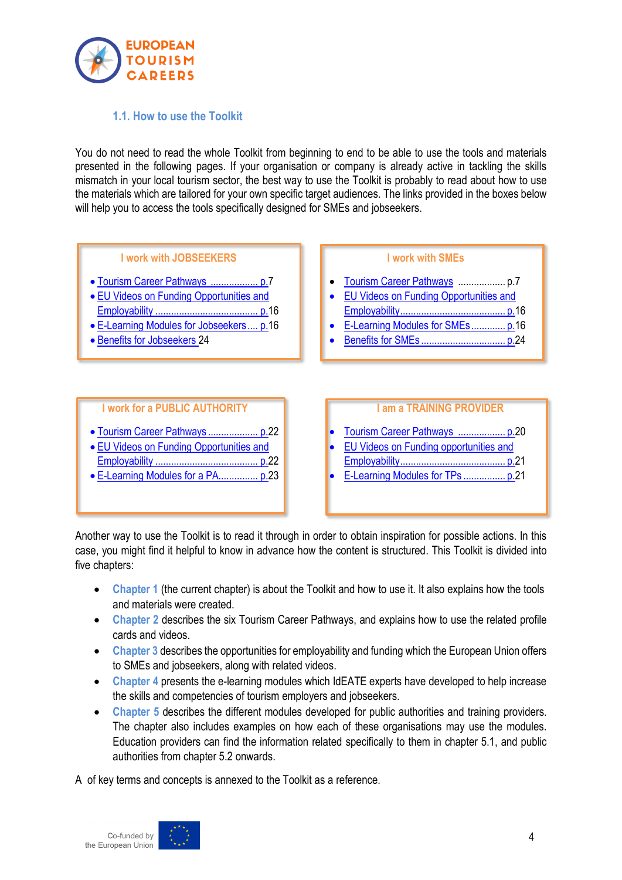### 1.1. How to use the Toolkit

You do not need to read the whole Toolkit from beginning to end to be able to use the tools and materials presented in the following pages. If your organisation or company is already active in tackling the skills mismatch in your local tourism sector, the best way to use the Toolkit is probably to read about how to use the materials which are tailored for your own specific target audiences. The links provided in the boxes below will help you to access the tools specifically designed for SMEs and jobseekers.

**I work with JOBSEEKERS**

- Tourism Career Pathways .................. p.7
- EU Videos on Funding Opportunities and Employability ...................................... p.16
- E-Learning Modules for Jobseekers .... p.16
- Benefits for Jobseekers 24

**I work with SMEs**

- Tourism Career Pathways .................. p.7
- EU Videos on Funding Opportunities and Employability........................................ p.16
- E-Learning Modules for SMEs............ p.16
- Benefits for SMEs ................................ p.24

**I work for a PUBLIC AUTHORITY**

- Tourism Career Pathways .................. p.22
- EU Videos on Funding Opportunities and Employability ...................................... p.22
- E-Learning Modules for a PA.............. p.23

**I am a TRAINING PROVIDER**

- Tourism Career Pathways .................. p.20
- EU Videos on Funding opportunities and Employability........................................ p.21
- E-Learning Modules for TPs ............... p.21

Another way to use the Toolkit is to read it through in order to obtain inspiration for possible actions. In this case, you might find it helpful to know in advance how the content is structured. This Toolkit is divided into five chapters:

- **Chapter 1** (the current chapter) is about the Toolkit and how to use it. It also explains how the tools and materials were created.
- **Chapter 2** describes the six Tourism Career Pathways, and explains how to use the related profile cards and videos.
- **Chapter 3** describes the opportunities for employability and funding which the European Union offers to SMEs and jobseekers, along with related videos.
- **Chapter 4** presents the e-learning modules which IdEATE experts have developed to help increase the skills and competencies of tourism employers and jobseekers.
- **Chapter 5** describes the different modules developed for public authorities and training providers. The chapter also includes examples on how each of these organisations may use the modules. Education providers can find the information related specifically to them in chapter 5.1, and public authorities from chapter 5.2 onwards.

A of key terms and concepts is annexed to the Toolkit as a reference.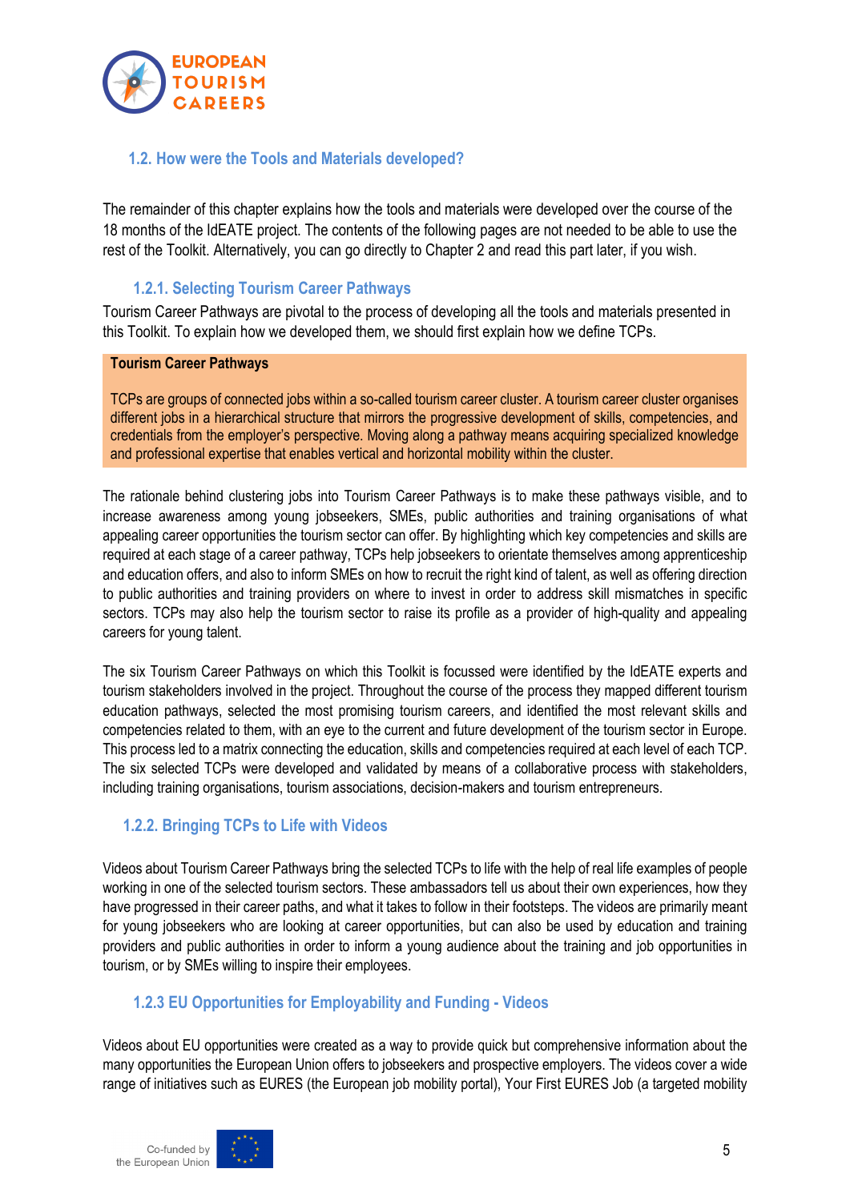## 1.2. How were the Tools and Materials developed?

The remainder of this chapter explains how the tools and materials were developed over the course of the 18 months of the IdEATE project. The contents of the following pages are not needed to be able to use the rest of the Toolkit. Alternatively, you can go directly to Chapter 2 and read this part later, if you wish.

### 1.2.1. Selecting Tourism Career Pathways

Tourism Career Pathways are pivotal to the process of developing all the tools and materials presented in this Toolkit. To explain how we developed them, we should first explain how we define TCPs.

**Tourism Career Pathways**

TCPs are groups of connected jobs within a so-called tourism career cluster. A tourism career cluster organises different jobs in a hierarchical structure that mirrors the progressive development of skills, competencies, and credentials from the employer's perspective. Moving along a pathway means acquiring specialized knowledge and professional expertise that enables vertical and horizontal mobility within the cluster.

The rationale behind clustering jobs into Tourism Career Pathways is to make these pathways visible, and to increase awareness among young jobseekers, SMEs, public authorities and training organisations of what appealing career opportunities the tourism sector can offer. By highlighting which key competencies and skills are required at each stage of a career pathway, TCPs help jobseekers to orientate themselves among apprenticeship and education offers, and also to inform SMEs on how to recruit the right kind of talent, as well as offering direction to public authorities and training providers on where to invest in order to address skill mismatches in specific sectors. TCPs may also help the tourism sector to raise its profile as a provider of high-quality and appealing careers for young talent.

The six Tourism Career Pathways on which this Toolkit is focussed were identified by the IdEATE experts and tourism stakeholders involved in the project. Throughout the course of the process they mapped different tourism education pathways, selected the most promising tourism careers, and identified the most relevant skills and competencies related to them, with an eye to the current and future development of the tourism sector in Europe. This process led to a matrix connecting the education, skills and competencies required at each level of each TCP. The six selected TCPs were developed and validated by means of a collaborative process with stakeholders, including training organisations, tourism associations, decision-makers and tourism entrepreneurs.

### 1.2.2. Bringing TCPs to Life with Videos

Videos about Tourism Career Pathways bring the selected TCPs to life with the help of real life examples of people working in one of the selected tourism sectors. These ambassadors tell us about their own experiences, how they have progressed in their career paths, and what it takes to follow in their footsteps. The videos are primarily meant for young jobseekers who are looking at career opportunities, but can also be used by education and training providers and public authorities in order to inform a young audience about the training and job opportunities in tourism, or by SMEs willing to inspire their employees.

### 1.2.3 EU Opportunities for Employability and Funding - Videos

Videos about EU opportunities were created as a way to provide quick but comprehensive information about the many opportunities the European Union offers to jobseekers and prospective employers. The videos cover a wide range of initiatives such as EURES (the European job mobility portal), Your First EURES Job (a targeted mobility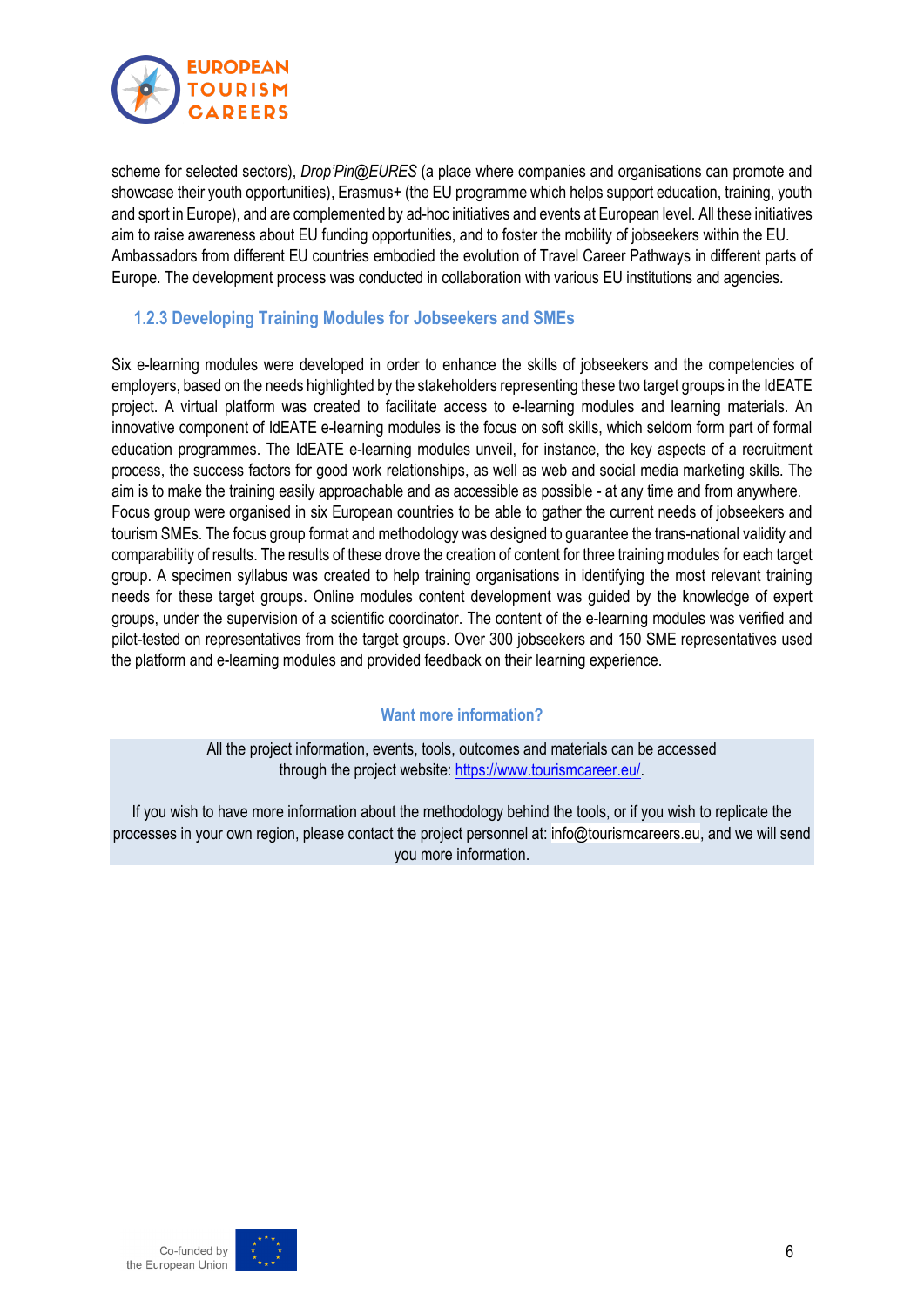scheme for selected sectors), *Drop'Pin@EURES* (a place where companies and organisations can promote and showcase their youth opportunities), Erasmus+ (the EU programme which helps support education, training, youth and sport in Europe), and are complemented by ad-hoc initiatives and events at European level. All these initiatives aim to raise awareness about EU funding opportunities, and to foster the mobility of jobseekers within the EU. Ambassadors from different EU countries embodied the evolution of Travel Career Pathways in different parts of Europe. The development process was conducted in collaboration with various EU institutions and agencies.

### 1.2.3 Developing Training Modules for Jobseekers and SMEs

Six e-learning modules were developed in order to enhance the skills of jobseekers and the competencies of employers, based on the needs highlighted by the stakeholders representing these two target groups in the IdEATE project. A virtual platform was created to facilitate access to e-learning modules and learning materials. An innovative component of IdEATE e-learning modules is the focus on soft skills, which seldom form part of formal education programmes. The IdEATE e-learning modules unveil, for instance, the key aspects of a recruitment process, the success factors for good work relationships, as well as web and social media marketing skills. The aim is to make the training easily approachable and as accessible as possible - at any time and from anywhere. Focus group were organised in six European countries to be able to gather the current needs of jobseekers and tourism SMEs. The focus group format and methodology was designed to guarantee the trans-national validity and comparability of results. The results of these drove the creation of content for three training modules for each target group. A specimen syllabus was created to help training organisations in identifying the most relevant training needs for these target groups. Online modules content development was guided by the knowledge of expert groups, under the supervision of a scientific coordinator. The content of the e-learning modules was verified and pilot-tested on representatives from the target groups. Over 300 jobseekers and 150 SME representatives used the platform and e-learning modules and provided feedback on their learning experience.

**Want more information?**

All the project information, events, tools, outcomes and materials can be accessed through the project website: [https://www.tourismcareer.eu/](https://www.tourismcareer.eu/).

If you wish to have more information about the methodology behind the tools, or if you wish to replicate the processes in your own region, please contact the project personnel at: info@tourismcareers.eu, and we will send you more information.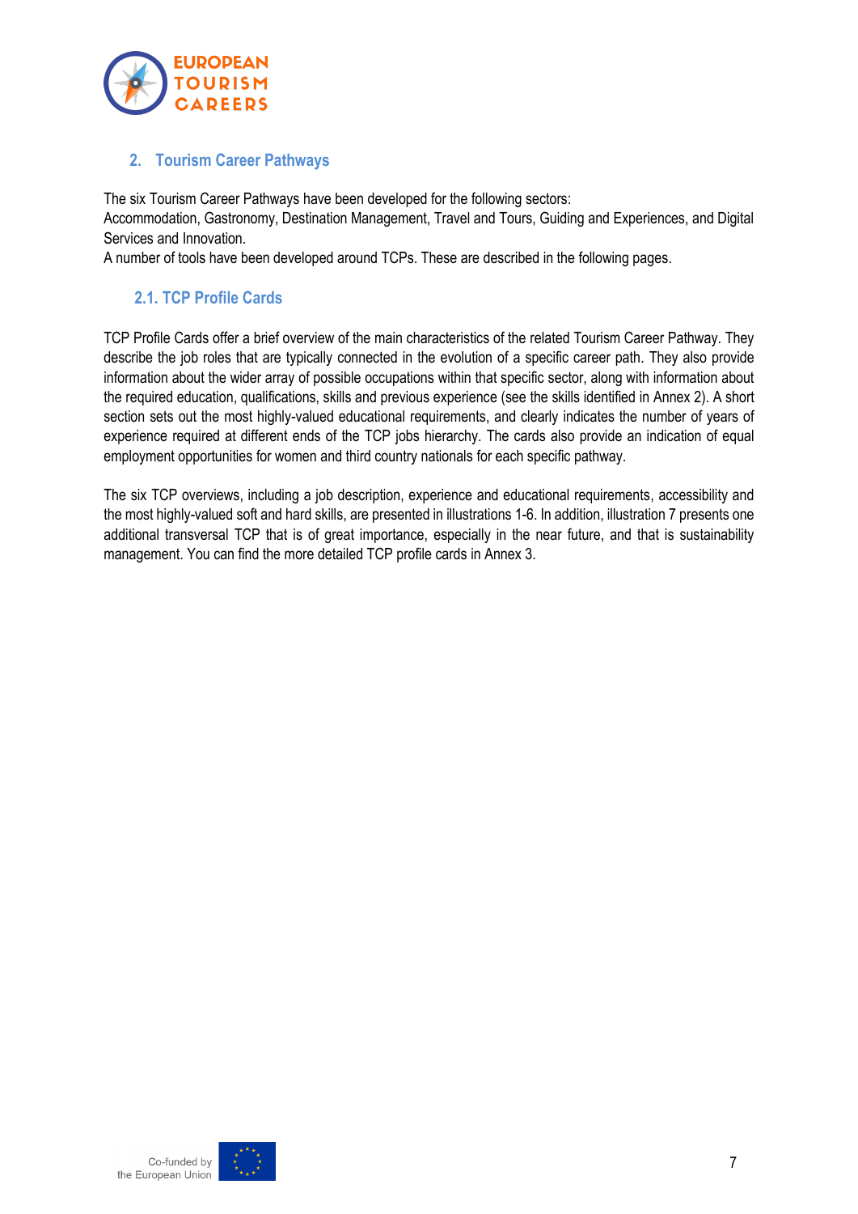## 2. Tourism Career Pathways

The six Tourism Career Pathways have been developed for the following sectors:
Accommodation, Gastronomy, Destination Management, Travel and Tours, Guiding and Experiences, and Digital Services and Innovation.
A number of tools have been developed around TCPs. These are described in the following pages.

### 2.1. TCP Profile Cards

TCP Profile Cards offer a brief overview of the main characteristics of the related Tourism Career Pathway. They describe the job roles that are typically connected in the evolution of a specific career path. They also provide information about the wider array of possible occupations within that specific sector, along with information about the required education, qualifications, skills and previous experience (see the skills identified in Annex 2). A short section sets out the most highly-valued educational requirements, and clearly indicates the number of years of experience required at different ends of the TCP jobs hierarchy. The cards also provide an indication of equal employment opportunities for women and third country nationals for each specific pathway.

The six TCP overviews, including a job description, experience and educational requirements, accessibility and the most highly-valued soft and hard skills, are presented in illustrations 1-6. In addition, illustration 7 presents one additional transversal TCP that is of great importance, especially in the near future, and that is sustainability management. You can find the more detailed TCP profile cards in Annex 3.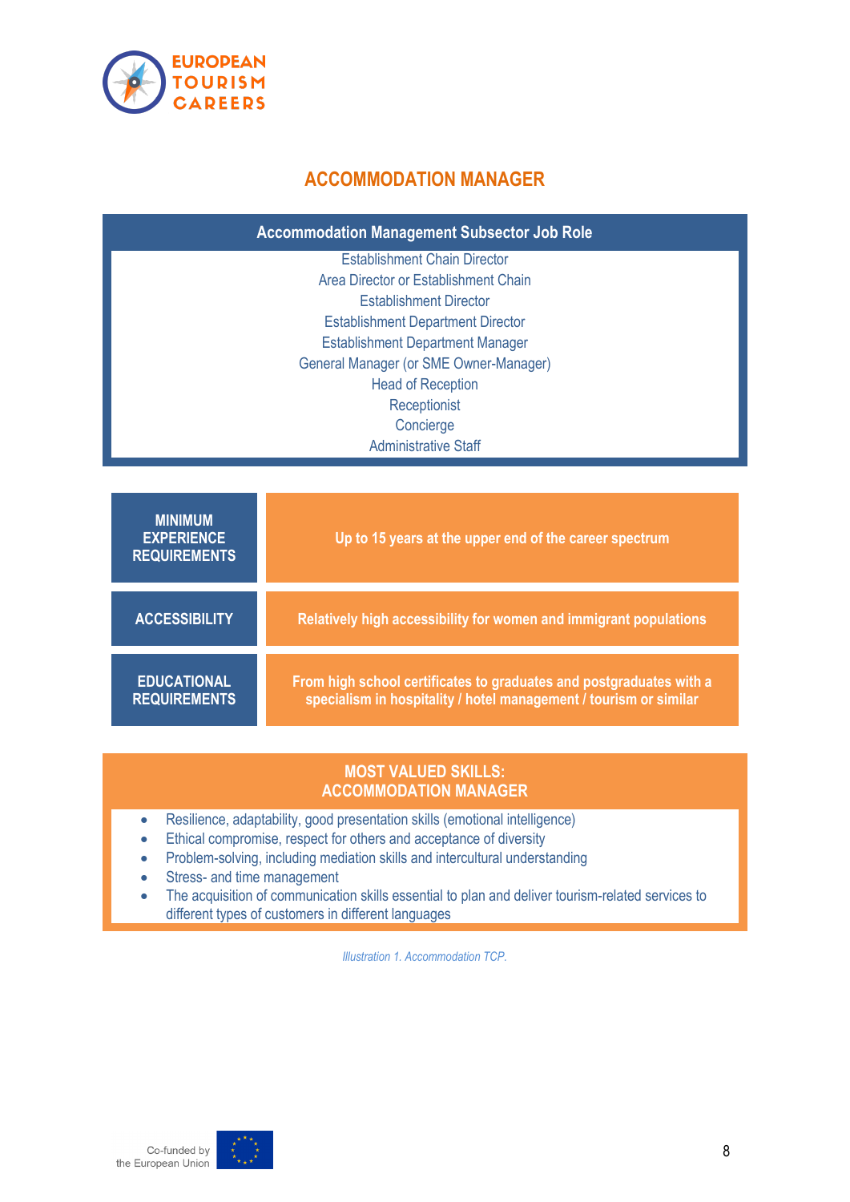## ACCOMMODATION MANAGER

| Accommodation Management Subsector Job Role |
|---|
| Establishment Chain Director |
| Area Director or Establishment Chain |
| Establishment Director |
| Establishment Department Director |
| Establishment Department Manager |
| General Manager (or SME Owner-Manager) |
| Head of Reception |
| Receptionist |
| Concierge |
| Administrative Staff |

| | |
|---|---|
| **MINIMUM EXPERIENCE REQUIREMENTS** | **Up to 15 years at the upper end of the career spectrum** |
| **ACCESSIBILITY** | **Relatively high accessibility for women and immigrant populations** |
| **EDUCATIONAL REQUIREMENTS** | **From high school certificates to graduates and postgraduates with a specialism in hospitality / hotel management / tourism or similar** |

**MOST VALUED SKILLS: ACCOMMODATION MANAGER**

- Resilience, adaptability, good presentation skills (emotional intelligence)
- Ethical compromise, respect for others and acceptance of diversity
- Problem-solving, including mediation skills and intercultural understanding
- Stress- and time management
- The acquisition of communication skills essential to plan and deliver tourism-related services to different types of customers in different languages

*Illustration 1. Accommodation TCP.*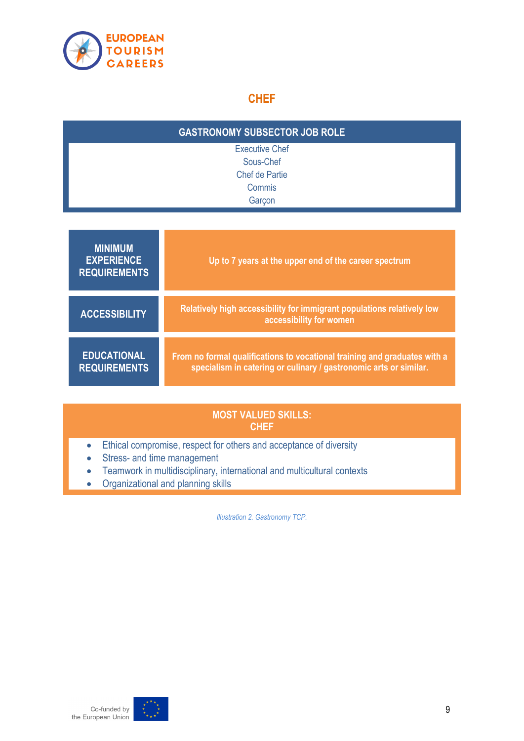# CHEF

| GASTRONOMY SUBSECTOR JOB ROLE |
|---|
| Executive Chef |
| Sous-Chef |
| Chef de Partie |
| Commis |
| Garçon |

| | |
|---|---|
| **MINIMUM EXPERIENCE REQUIREMENTS** | **Up to 7 years at the upper end of the career spectrum** |
| **ACCESSIBILITY** | **Relatively high accessibility for immigrant populations relatively low accessibility for women** |
| **EDUCATIONAL REQUIREMENTS** | **From no formal qualifications to vocational training and graduates with a specialism in catering or culinary / gastronomic arts or similar.** |

**MOST VALUED SKILLS: CHEF**

- Ethical compromise, respect for others and acceptance of diversity
- Stress- and time management
- Teamwork in multidisciplinary, international and multicultural contexts
- Organizational and planning skills

*Illustration 2. Gastronomy TCP.*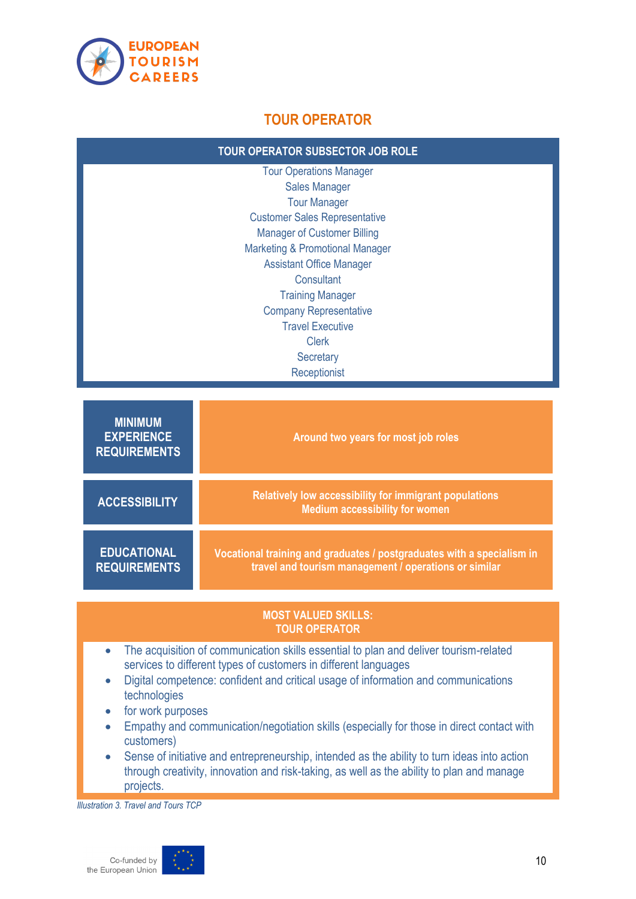## TOUR OPERATOR

| TOUR OPERATOR SUBSECTOR JOB ROLE |
|---|
| Tour Operations Manager |
| Sales Manager |
| Tour Manager |
| Customer Sales Representative |
| Manager of Customer Billing |
| Marketing & Promotional Manager |
| Assistant Office Manager |
| Consultant |
| Training Manager |
| Company Representative |
| Travel Executive |
| Clerk |
| Secretary |
| Receptionist |

| | |
|---|---|
| **MINIMUM EXPERIENCE REQUIREMENTS** | **Around two years for most job roles** |
| **ACCESSIBILITY** | **Relatively low accessibility for immigrant populations**<br>**Medium accessibility for women** |
| **EDUCATIONAL REQUIREMENTS** | **Vocational training and graduates / postgraduates with a specialism in travel and tourism management / operations or similar** |

**MOST VALUED SKILLS:**
**TOUR OPERATOR**

- The acquisition of communication skills essential to plan and deliver tourism-related services to different types of customers in different languages
- Digital competence: confident and critical usage of information and communications technologies
- for work purposes
- Empathy and communication/negotiation skills (especially for those in direct contact with customers)
- Sense of initiative and entrepreneurship, intended as the ability to turn ideas into action through creativity, innovation and risk-taking, as well as the ability to plan and manage projects.

*Illustration 3. Travel and Tours TCP*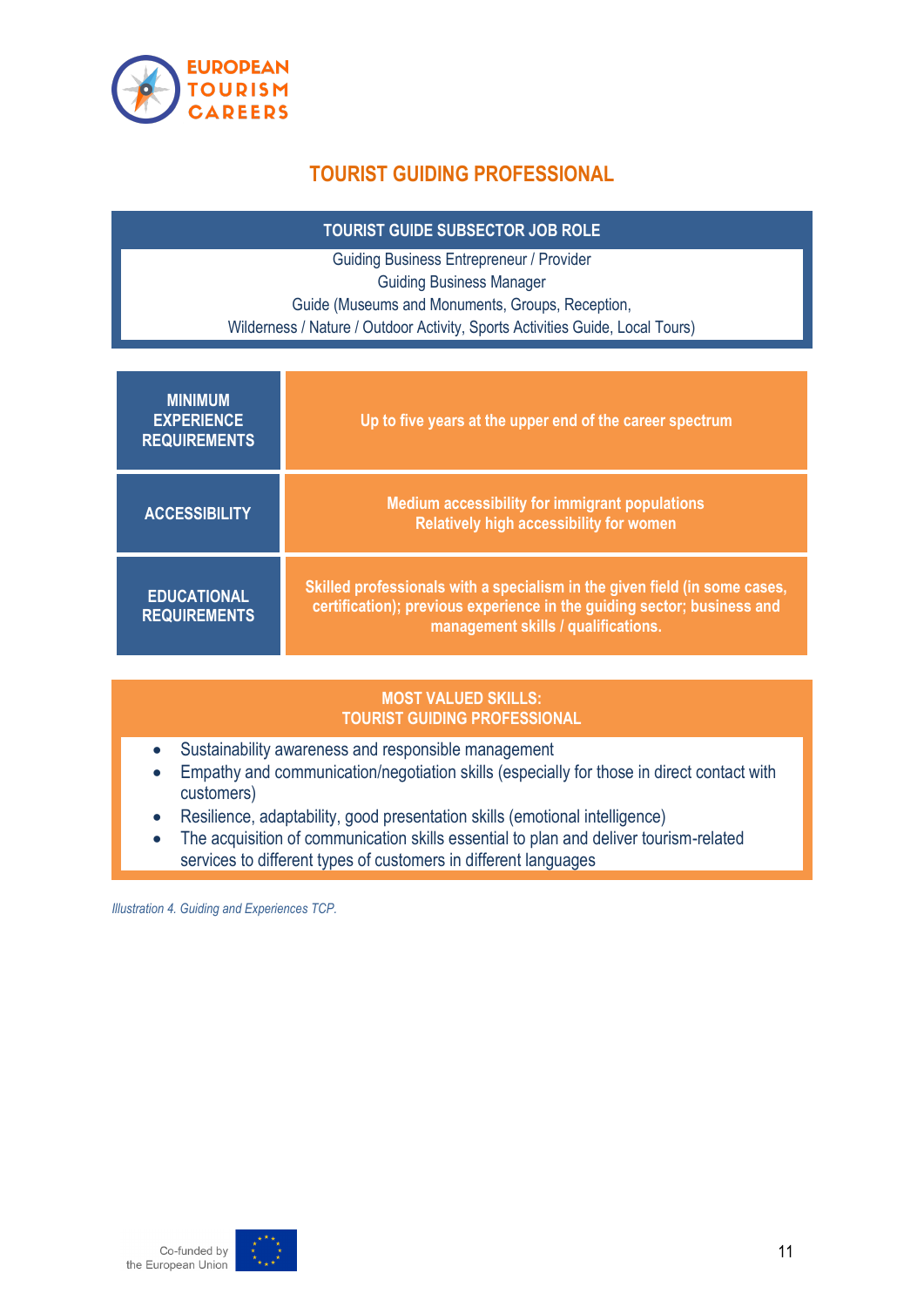# TOURIST GUIDING PROFESSIONAL

| TOURIST GUIDE SUBSECTOR JOB ROLE |
|---|
| Guiding Business Entrepreneur / Provider<br>Guiding Business Manager<br>Guide (Museums and Monuments, Groups, Reception,<br>Wilderness / Nature / Outdoor Activity, Sports Activities Guide, Local Tours) |

| | |
|---|---|
| **MINIMUM EXPERIENCE REQUIREMENTS** | **Up to five years at the upper end of the career spectrum** |
| **ACCESSIBILITY** | **Medium accessibility for immigrant populations<br>Relatively high accessibility for women** |
| **EDUCATIONAL REQUIREMENTS** | **Skilled professionals with a specialism in the given field (in some cases, certification); previous experience in the guiding sector; business and management skills / qualifications.** |

**MOST VALUED SKILLS:
TOURIST GUIDING PROFESSIONAL**

- Sustainability awareness and responsible management
- Empathy and communication/negotiation skills (especially for those in direct contact with customers)
- Resilience, adaptability, good presentation skills (emotional intelligence)
- The acquisition of communication skills essential to plan and deliver tourism-related services to different types of customers in different languages

*Illustration 4. Guiding and Experiences TCP.*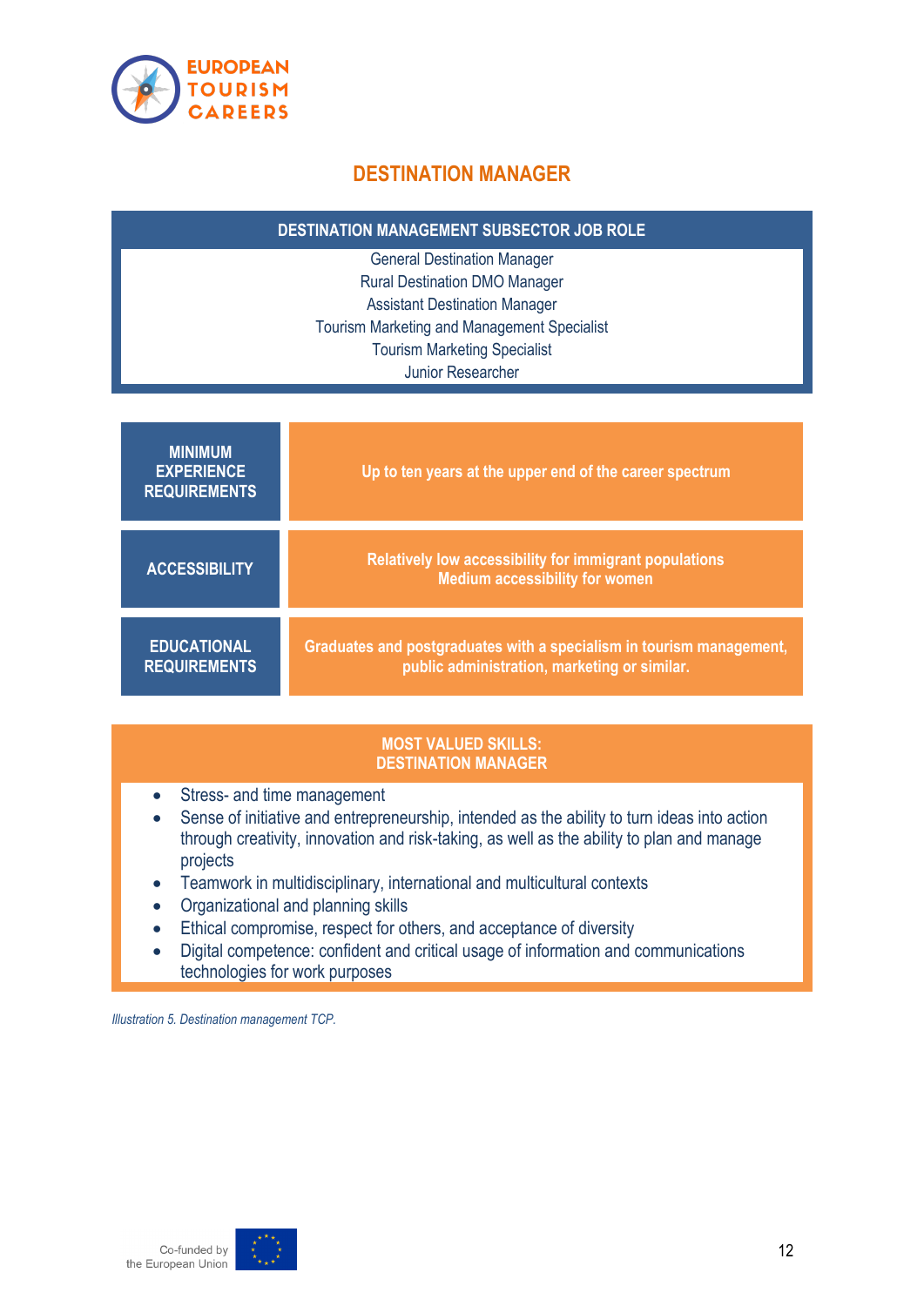# DESTINATION MANAGER

| DESTINATION MANAGEMENT SUBSECTOR JOB ROLE |
| --- |
| General Destination Manager<br>Rural Destination DMO Manager<br>Assistant Destination Manager<br>Tourism Marketing and Management Specialist<br>Tourism Marketing Specialist<br>Junior Researcher |

| | |
| --- | --- |
| **MINIMUM EXPERIENCE REQUIREMENTS** | **Up to ten years at the upper end of the career spectrum** |
| **ACCESSIBILITY** | **Relatively low accessibility for immigrant populations**<br>**Medium accessibility for women** |
| **EDUCATIONAL REQUIREMENTS** | **Graduates and postgraduates with a specialism in tourism management, public administration, marketing or similar.** |

**MOST VALUED SKILLS:**
**DESTINATION MANAGER**

- Stress- and time management
- Sense of initiative and entrepreneurship, intended as the ability to turn ideas into action through creativity, innovation and risk-taking, as well as the ability to plan and manage projects
- Teamwork in multidisciplinary, international and multicultural contexts
- Organizational and planning skills
- Ethical compromise, respect for others, and acceptance of diversity
- Digital competence: confident and critical usage of information and communications technologies for work purposes

*Illustration 5. Destination management TCP.*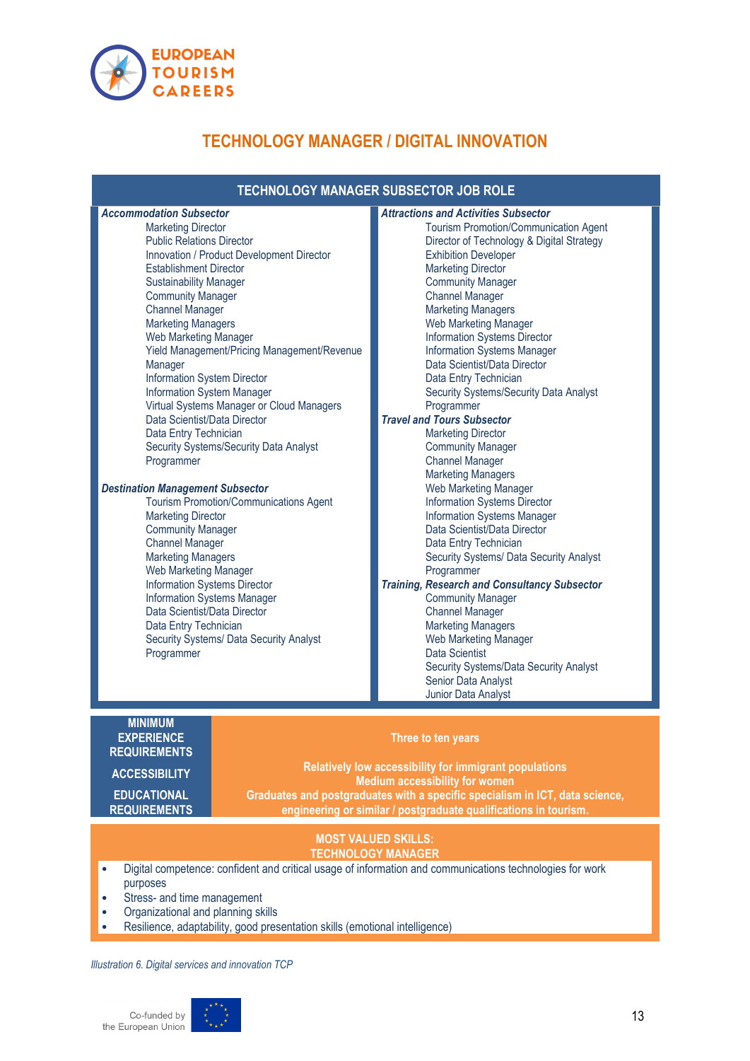# TECHNOLOGY MANAGER / DIGITAL INNOVATION

## TECHNOLOGY MANAGER SUBSECTOR JOB ROLE

***Accommodation Subsector***

- Marketing Director
- Public Relations Director
- Innovation / Product Development Director
- Establishment Director
- Sustainability Manager
- Community Manager
- Channel Manager
- Marketing Managers
- Web Marketing Manager
- Yield Management/Pricing Management/Revenue Manager
- Information System Director
- Information System Manager
- Virtual Systems Manager or Cloud Managers
- Data Scientist/Data Director
- Data Entry Technician
- Security Systems/Security Data Analyst
- Programmer

***Destination Management Subsector***

- Tourism Promotion/Communications Agent
- Marketing Director
- Community Manager
- Channel Manager
- Marketing Managers
- Web Marketing Manager
- Information Systems Director
- Information Systems Manager
- Data Scientist/Data Director
- Data Entry Technician
- Security Systems/ Data Security Analyst
- Programmer

***Attractions and Activities Subsector***

- Tourism Promotion/Communication Agent
- Director of Technology & Digital Strategy
- Exhibition Developer
- Marketing Director
- Community Manager
- Channel Manager
- Marketing Managers
- Web Marketing Manager
- Information Systems Director
- Information Systems Manager
- Data Scientist/Data Director
- Data Entry Technician
- Security Systems/Security Data Analyst
- Programmer

***Travel and Tours Subsector***

- Marketing Director
- Community Manager
- Channel Manager
- Marketing Managers
- Web Marketing Manager
- Information Systems Director
- Information Systems Manager
- Data Scientist/Data Director
- Data Entry Technician
- Security Systems/ Data Security Analyst
- Programmer

***Training, Research and Consultancy Subsector***

- Community Manager
- Channel Manager
- Marketing Managers
- Web Marketing Manager
- Data Scientist
- Security Systems/Data Security Analyst
- Senior Data Analyst
- Junior Data Analyst

| | |
|---|---|
| **MINIMUM EXPERIENCE REQUIREMENTS** | Three to ten years |
| **ACCESSIBILITY** | Relatively low accessibility for immigrant populations<br>Medium accessibility for women |
| **EDUCATIONAL REQUIREMENTS** | Graduates and postgraduates with a specific specialism in ICT, data science, engineering or similar / postgraduate qualifications in tourism. |

**MOST VALUED SKILLS: TECHNOLOGY MANAGER**

- Digital competence: confident and critical usage of information and communications technologies for work purposes
- Stress- and time management
- Organizational and planning skills
- Resilience, adaptability, good presentation skills (emotional intelligence)

*Illustration 6. Digital services and innovation TCP*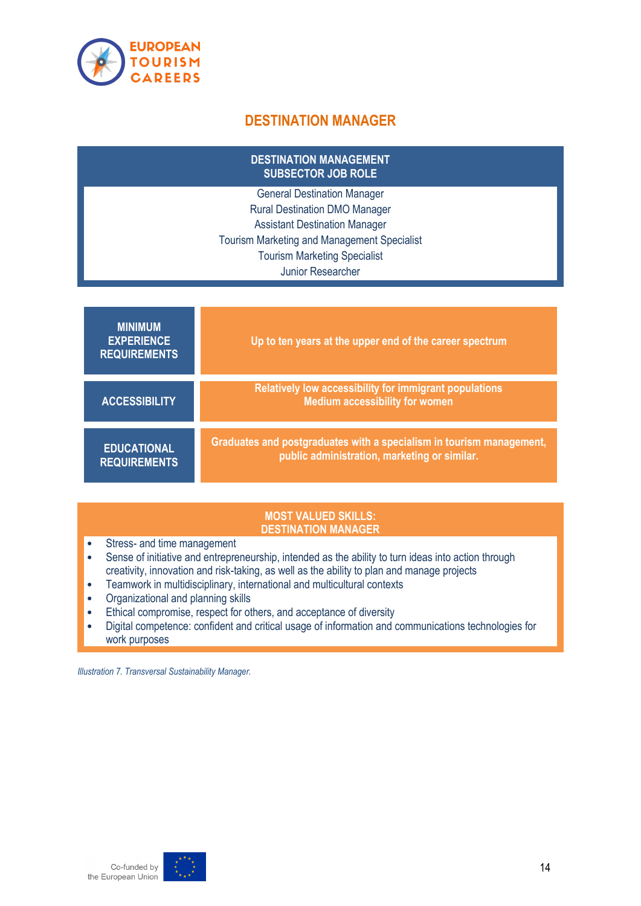## DESTINATION MANAGER

| DESTINATION MANAGEMENT SUBSECTOR JOB ROLE |
|---|
| General Destination Manager<br>Rural Destination DMO Manager<br>Assistant Destination Manager<br>Tourism Marketing and Management Specialist<br>Tourism Marketing Specialist<br>Junior Researcher |

| | |
|---|---|
| **MINIMUM EXPERIENCE REQUIREMENTS** | **Up to ten years at the upper end of the career spectrum** |
| **ACCESSIBILITY** | **Relatively low accessibility for immigrant populations**<br>**Medium accessibility for women** |
| **EDUCATIONAL REQUIREMENTS** | **Graduates and postgraduates with a specialism in tourism management, public administration, marketing or similar.** |

**MOST VALUED SKILLS: DESTINATION MANAGER**

- Stress- and time management
- Sense of initiative and entrepreneurship, intended as the ability to turn ideas into action through creativity, innovation and risk-taking, as well as the ability to plan and manage projects
- Teamwork in multidisciplinary, international and multicultural contexts
- Organizational and planning skills
- Ethical compromise, respect for others, and acceptance of diversity
- Digital competence: confident and critical usage of information and communications technologies for work purposes

*Illustration 7. Transversal Sustainability Manager.*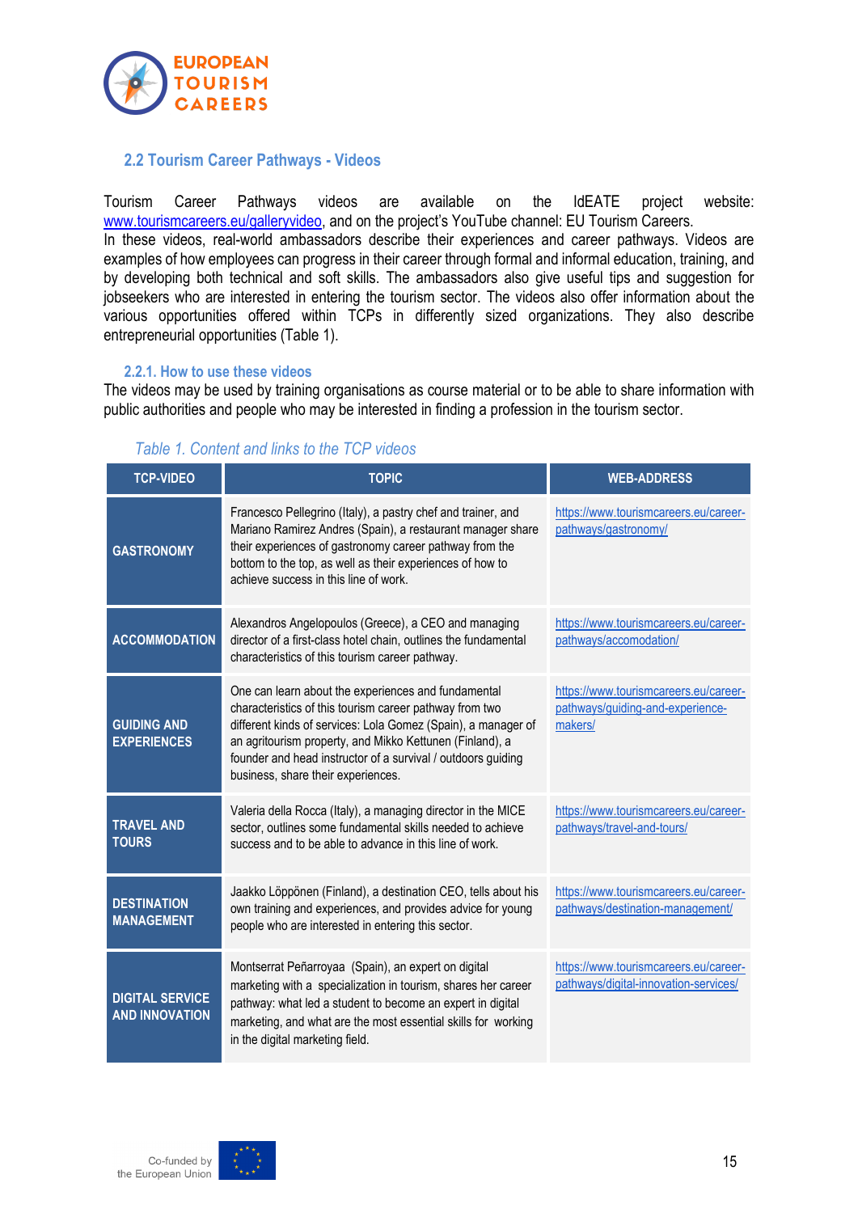## 2.2 Tourism Career Pathways - Videos

Tourism Career Pathways videos are available on the IdEATE project website: www.tourismcareers.eu/galleryvideo, and on the project's YouTube channel: EU Tourism Careers.
In these videos, real-world ambassadors describe their experiences and career pathways. Videos are examples of how employees can progress in their career through formal and informal education, training, and by developing both technical and soft skills. The ambassadors also give useful tips and suggestion for jobseekers who are interested in entering the tourism sector. The videos also offer information about the various opportunities offered within TCPs in differently sized organizations. They also describe entrepreneurial opportunities (Table 1).

### 2.2.1. How to use these videos

The videos may be used by training organisations as course material or to be able to share information with public authorities and people who may be interested in finding a profession in the tourism sector.

*Table 1. Content and links to the TCP videos*

| TCP-VIDEO | TOPIC | WEB-ADDRESS |
|---|---|---|
| GASTRONOMY | Francesco Pellegrino (Italy), a pastry chef and trainer, and Mariano Ramirez Andres (Spain), a restaurant manager share their experiences of gastronomy career pathway from the bottom to the top, as well as their experiences of how to achieve success in this line of work. | https://www.tourismcareers.eu/career-pathways/gastronomy/ |
| ACCOMMODATION | Alexandros Angelopoulos (Greece), a CEO and managing director of a first-class hotel chain, outlines the fundamental characteristics of this tourism career pathway. | https://www.tourismcareers.eu/career-pathways/accomodation/ |
| GUIDING AND EXPERIENCES | One can learn about the experiences and fundamental characteristics of this tourism career pathway from two different kinds of services: Lola Gomez (Spain), a manager of an agritourism property, and Mikko Kettunen (Finland), a founder and head instructor of a survival / outdoors guiding business, share their experiences. | https://www.tourismcareers.eu/career-pathways/guiding-and-experience-makers/ |
| TRAVEL AND TOURS | Valeria della Rocca (Italy), a managing director in the MICE sector, outlines some fundamental skills needed to achieve success and to be able to advance in this line of work. | https://www.tourismcareers.eu/career-pathways/travel-and-tours/ |
| DESTINATION MANAGEMENT | Jaakko Löppönen (Finland), a destination CEO, tells about his own training and experiences, and provides advice for young people who are interested in entering this sector. | https://www.tourismcareers.eu/career-pathways/destination-management/ |
| DIGITAL SERVICE AND INNOVATION | Montserrat Peñarroyaa (Spain), an expert on digital marketing with a specialization in tourism, shares her career pathway: what led a student to become an expert in digital marketing, and what are the most essential skills for working in the digital marketing field. | https://www.tourismcareers.eu/career-pathways/digital-innovation-services/ |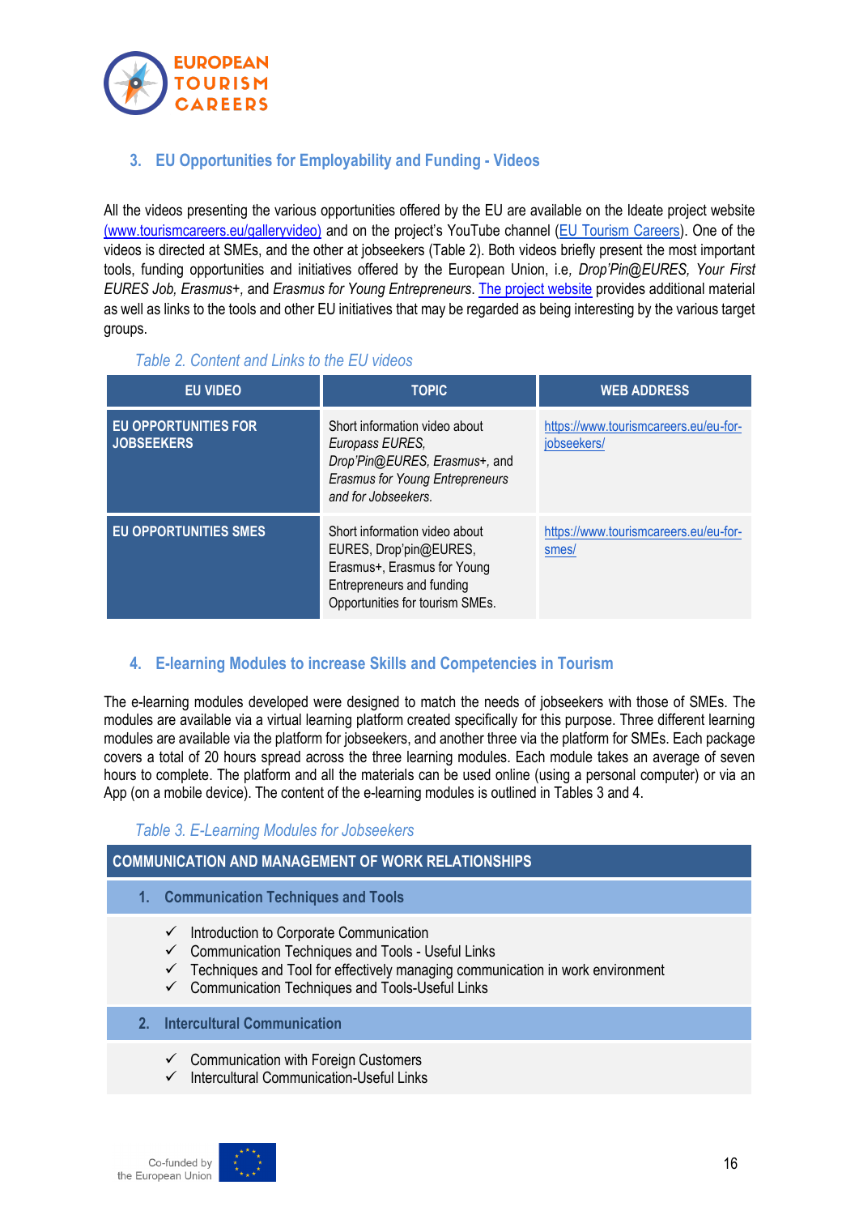## 3. EU Opportunities for Employability and Funding - Videos

All the videos presenting the various opportunities offered by the EU are available on the Ideate project website (www.tourismcareers.eu/galleryvideo) and on the project's YouTube channel (EU Tourism Careers). One of the videos is directed at SMEs, and the other at jobseekers (Table 2). Both videos briefly present the most important tools, funding opportunities and initiatives offered by the European Union, i.e, *Drop'Pin@EURES, Your First EURES Job, Erasmus+*, and *Erasmus for Young Entrepreneurs*. The project website provides additional material as well as links to the tools and other EU initiatives that may be regarded as being interesting by the various target groups.

*Table 2. Content and Links to the EU videos*

| EU VIDEO | TOPIC | WEB ADDRESS |
|---|---|---|
| **EU OPPORTUNITIES FOR JOBSEEKERS** | Short information video about *Europass EURES, Drop'Pin@EURES, Erasmus+*, and *Erasmus for Young Entrepreneurs and for Jobseekers.* | https://www.tourismcareers.eu/eu-for-jobseekers/ |
| **EU OPPORTUNITIES SMES** | Short information video about EURES, Drop'pin@EURES, Erasmus+, Erasmus for Young Entrepreneurs and funding Opportunities for tourism SMEs. | https://www.tourismcareers.eu/eu-for-smes/ |

## 4. E-learning Modules to increase Skills and Competencies in Tourism

The e-learning modules developed were designed to match the needs of jobseekers with those of SMEs. The modules are available via a virtual learning platform created specifically for this purpose. Three different learning modules are available via the platform for jobseekers, and another three via the platform for SMEs. Each package covers a total of 20 hours spread across the three learning modules. Each module takes an average of seven hours to complete. The platform and all the materials can be used online (using a personal computer) or via an App (on a mobile device). The content of the e-learning modules is outlined in Tables 3 and 4.

*Table 3. E-Learning Modules for Jobseekers*

| COMMUNICATION AND MANAGEMENT OF WORK RELATIONSHIPS |
|---|
| **1. Communication Techniques and Tools** |
| ✓ Introduction to Corporate Communication<br>✓ Communication Techniques and Tools - Useful Links<br>✓ Techniques and Tool for effectively managing communication in work environment<br>✓ Communication Techniques and Tools-Useful Links |
| **2. Intercultural Communication** |
| ✓ Communication with Foreign Customers<br>✓ Intercultural Communication-Useful Links |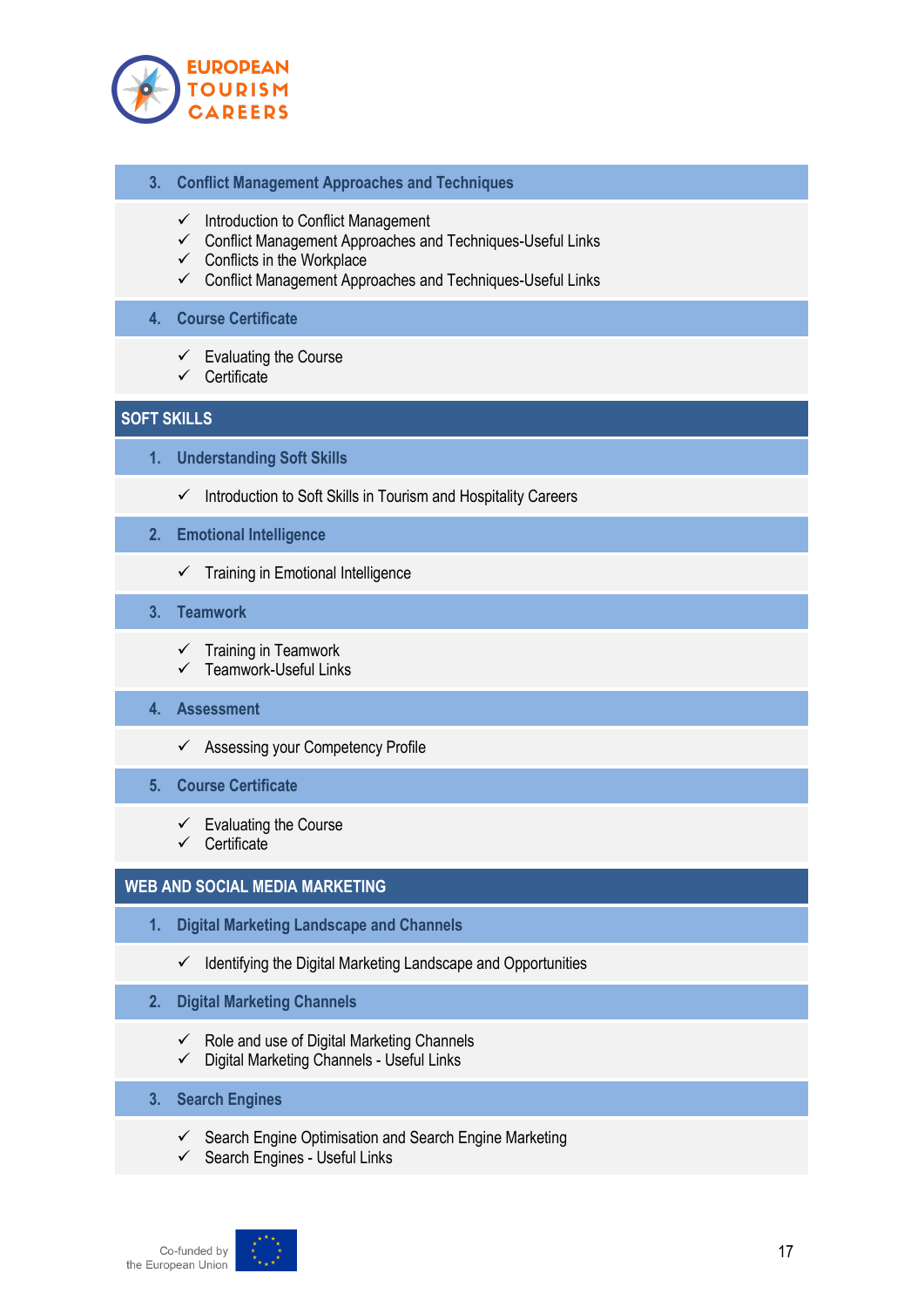### 3. Conflict Management Approaches and Techniques

- ✓ Introduction to Conflict Management
- ✓ Conflict Management Approaches and Techniques-Useful Links
- ✓ Conflicts in the Workplace
- ✓ Conflict Management Approaches and Techniques-Useful Links

### 4. Course Certificate

- ✓ Evaluating the Course
- ✓ Certificate

## SOFT SKILLS

### 1. Understanding Soft Skills

- ✓ Introduction to Soft Skills in Tourism and Hospitality Careers

### 2. Emotional Intelligence

- ✓ Training in Emotional Intelligence

### 3. Teamwork

- ✓ Training in Teamwork
- ✓ Teamwork-Useful Links

### 4. Assessment

- ✓ Assessing your Competency Profile

### 5. Course Certificate

- ✓ Evaluating the Course
- ✓ Certificate

## WEB AND SOCIAL MEDIA MARKETING

### 1. Digital Marketing Landscape and Channels

- ✓ Identifying the Digital Marketing Landscape and Opportunities

### 2. Digital Marketing Channels

- ✓ Role and use of Digital Marketing Channels
- ✓ Digital Marketing Channels - Useful Links

### 3. Search Engines

- ✓ Search Engine Optimisation and Search Engine Marketing
- ✓ Search Engines - Useful Links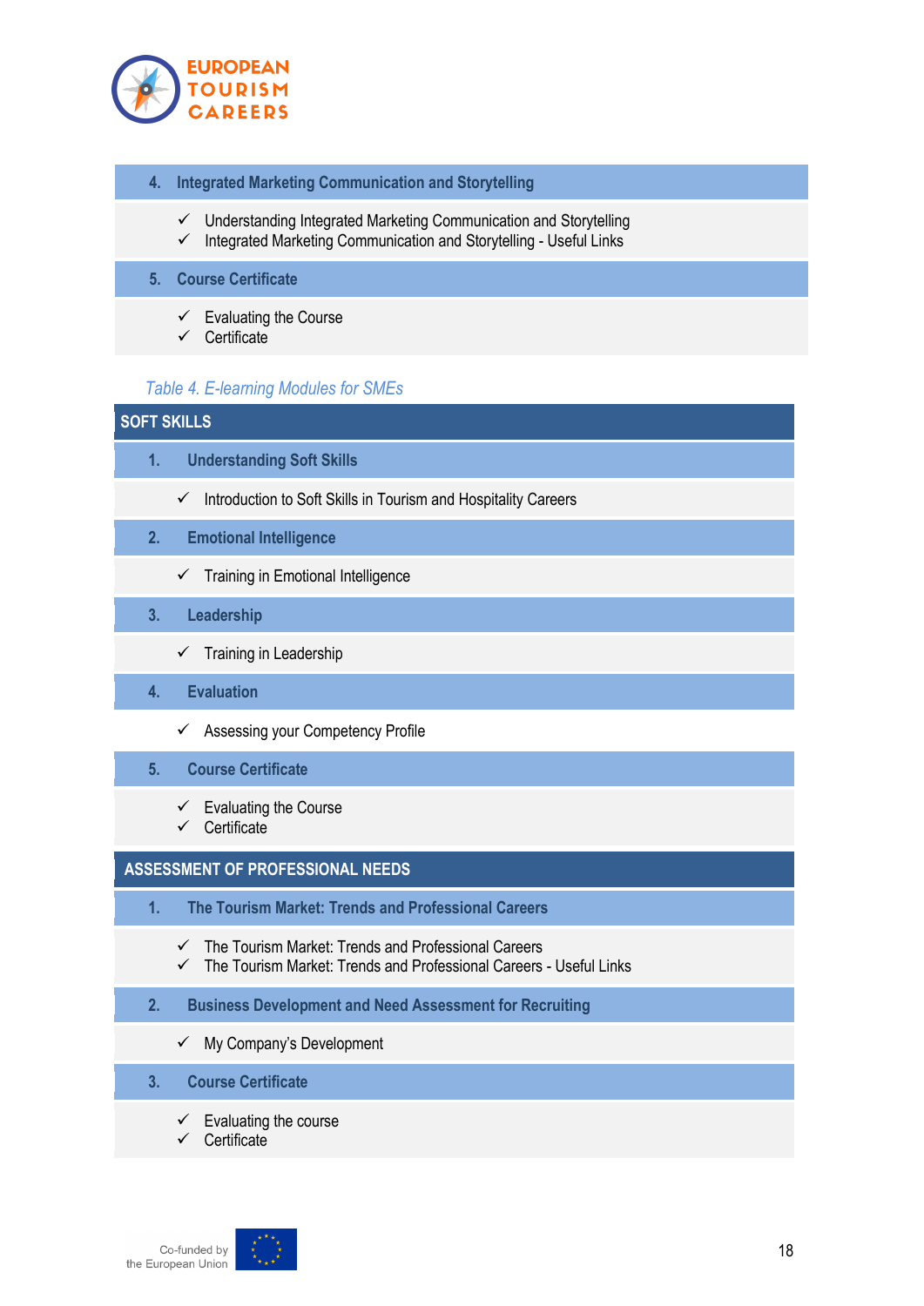| 4. Integrated Marketing Communication and Storytelling |
|---|
| ✓ Understanding Integrated Marketing Communication and Storytelling<br>✓ Integrated Marketing Communication and Storytelling - Useful Links |
| **5. Course Certificate** |
| ✓ Evaluating the Course<br>✓ Certificate |

*Table 4. E-learning Modules for SMEs*

| SOFT SKILLS |
|---|
| **1. Understanding Soft Skills** |
| ✓ Introduction to Soft Skills in Tourism and Hospitality Careers |
| **2. Emotional Intelligence** |
| ✓ Training in Emotional Intelligence |
| **3. Leadership** |
| ✓ Training in Leadership |
| **4. Evaluation** |
| ✓ Assessing your Competency Profile |
| **5. Course Certificate** |
| ✓ Evaluating the Course<br>✓ Certificate |
| **ASSESSMENT OF PROFESSIONAL NEEDS** |
| **1. The Tourism Market: Trends and Professional Careers** |
| ✓ The Tourism Market: Trends and Professional Careers<br>✓ The Tourism Market: Trends and Professional Careers - Useful Links |
| **2. Business Development and Need Assessment for Recruiting** |
| ✓ My Company's Development |
| **3. Course Certificate** |
| ✓ Evaluating the course<br>✓ Certificate |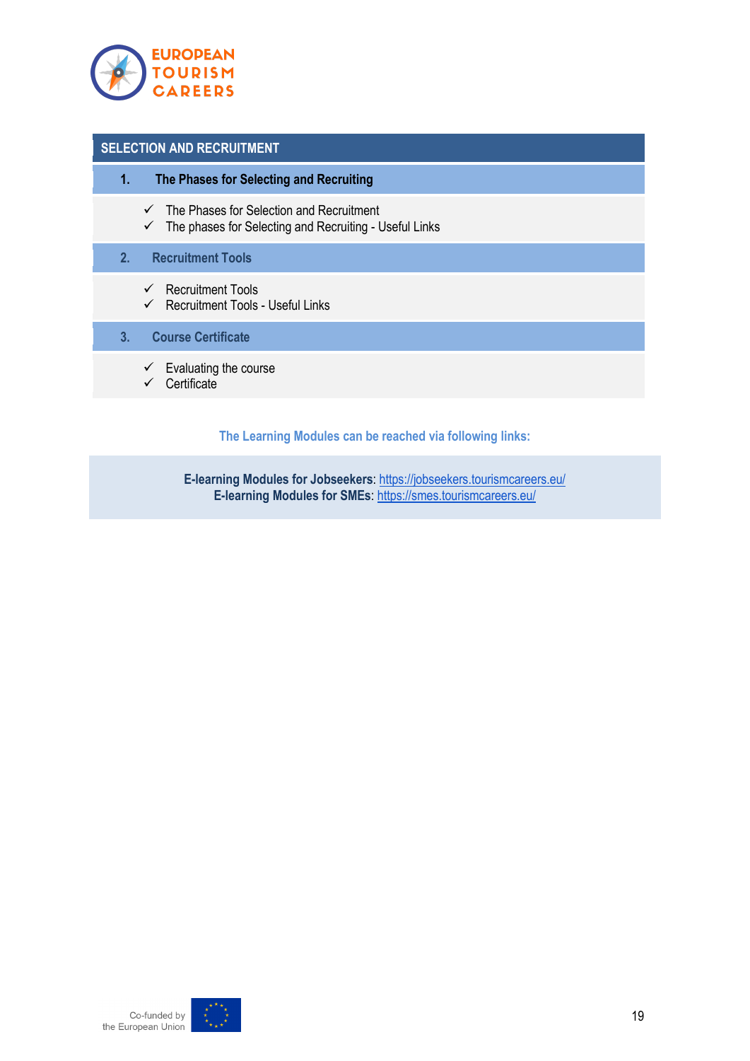## SELECTION AND RECRUITMENT

### 1. The Phases for Selecting and Recruiting

- ✓ The Phases for Selection and Recruitment
- ✓ The phases for Selecting and Recruiting - Useful Links

### 2. Recruitment Tools

- ✓ Recruitment Tools
- ✓ Recruitment Tools - Useful Links

### 3. Course Certificate

- ✓ Evaluating the course
- ✓ Certificate

**The Learning Modules can be reached via following links:**

**E-learning Modules for Jobseekers**: https://jobseekers.tourismcareers.eu/
**E-learning Modules for SMEs**: https://smes.tourismcareers.eu/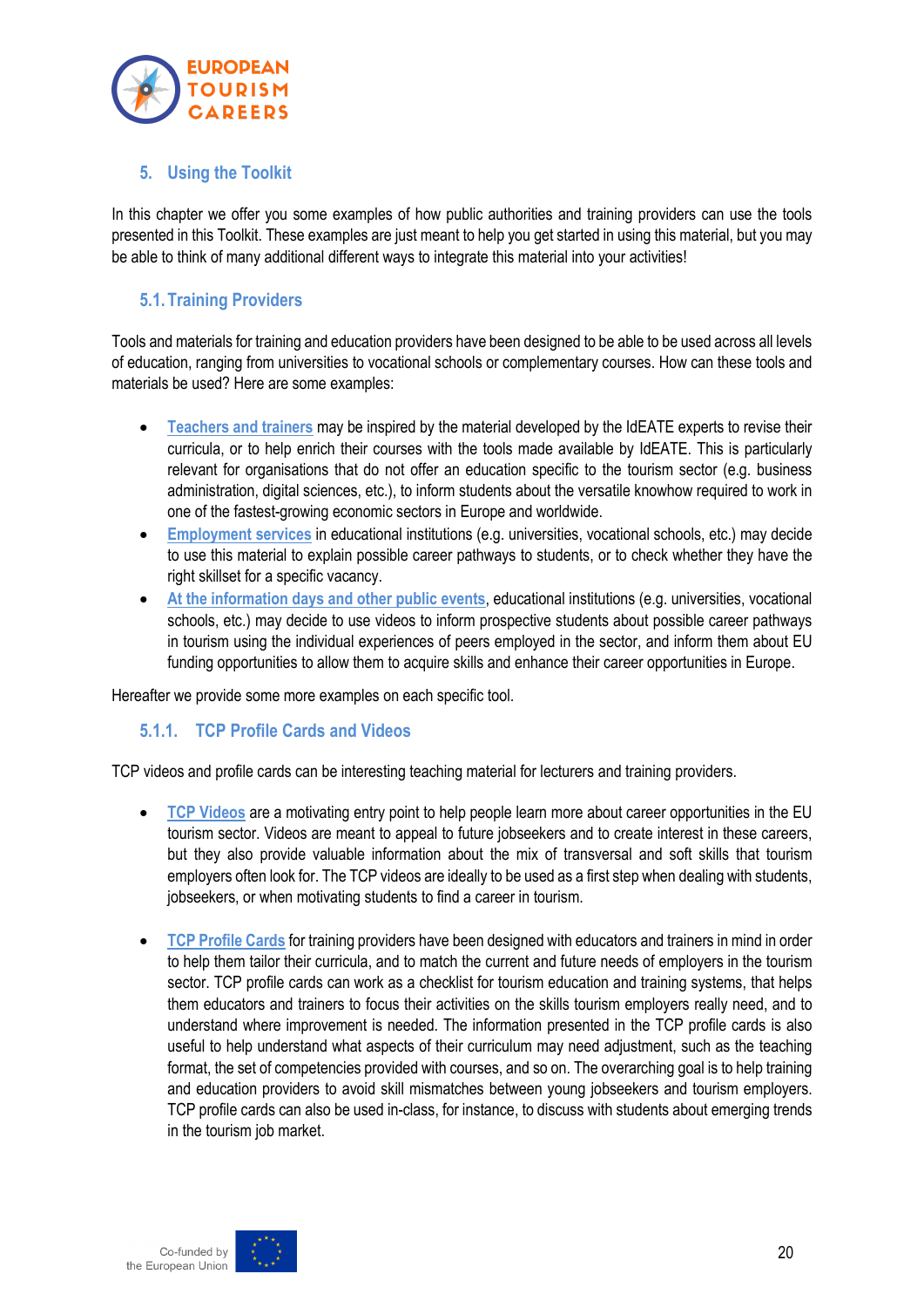## 5. Using the Toolkit

In this chapter we offer you some examples of how public authorities and training providers can use the tools presented in this Toolkit. These examples are just meant to help you get started in using this material, but you may be able to think of many additional different ways to integrate this material into your activities!

### 5.1. Training Providers

Tools and materials for training and education providers have been designed to be able to be used across all levels of education, ranging from universities to vocational schools or complementary courses. How can these tools and materials be used? Here are some examples:

- Teachers and trainers may be inspired by the material developed by the IdEATE experts to revise their curricula, or to help enrich their courses with the tools made available by IdEATE. This is particularly relevant for organisations that do not offer an education specific to the tourism sector (e.g. business administration, digital sciences, etc.), to inform students about the versatile knowhow required to work in one of the fastest-growing economic sectors in Europe and worldwide.
- Employment services in educational institutions (e.g. universities, vocational schools, etc.) may decide to use this material to explain possible career pathways to students, or to check whether they have the right skillset for a specific vacancy.
- At the information days and other public events, educational institutions (e.g. universities, vocational schools, etc.) may decide to use videos to inform prospective students about possible career pathways in tourism using the individual experiences of peers employed in the sector, and inform them about EU funding opportunities to allow them to acquire skills and enhance their career opportunities in Europe.

Hereafter we provide some more examples on each specific tool.

#### 5.1.1. TCP Profile Cards and Videos

TCP videos and profile cards can be interesting teaching material for lecturers and training providers.

- TCP Videos are a motivating entry point to help people learn more about career opportunities in the EU tourism sector. Videos are meant to appeal to future jobseekers and to create interest in these careers, but they also provide valuable information about the mix of transversal and soft skills that tourism employers often look for. The TCP videos are ideally to be used as a first step when dealing with students, jobseekers, or when motivating students to find a career in tourism.

- TCP Profile Cards for training providers have been designed with educators and trainers in mind in order to help them tailor their curricula, and to match the current and future needs of employers in the tourism sector. TCP profile cards can work as a checklist for tourism education and training systems, that helps them educators and trainers to focus their activities on the skills tourism employers really need, and to understand where improvement is needed. The information presented in the TCP profile cards is also useful to help understand what aspects of their curriculum may need adjustment, such as the teaching format, the set of competencies provided with courses, and so on. The overarching goal is to help training and education providers to avoid skill mismatches between young jobseekers and tourism employers. TCP profile cards can also be used in-class, for instance, to discuss with students about emerging trends in the tourism job market.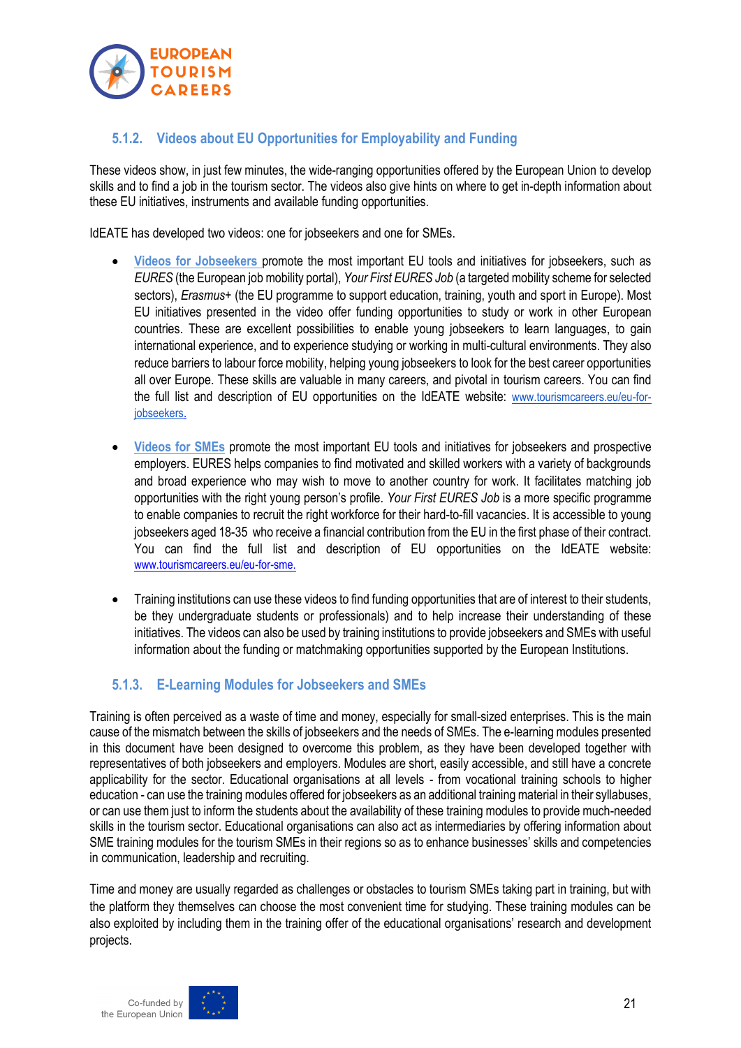### 5.1.2. Videos about EU Opportunities for Employability and Funding

These videos show, in just few minutes, the wide-ranging opportunities offered by the European Union to develop skills and to find a job in the tourism sector. The videos also give hints on where to get in-depth information about these EU initiatives, instruments and available funding opportunities.

IdEATE has developed two videos: one for jobseekers and one for SMEs.

- **Videos for Jobseekers** promote the most important EU tools and initiatives for jobseekers, such as *EURES* (the European job mobility portal), *Your First EURES Job* (a targeted mobility scheme for selected sectors), *Erasmus+* (the EU programme to support education, training, youth and sport in Europe). Most EU initiatives presented in the video offer funding opportunities to study or work in other European countries. These are excellent possibilities to enable young jobseekers to learn languages, to gain international experience, and to experience studying or working in multi-cultural environments. They also reduce barriers to labour force mobility, helping young jobseekers to look for the best career opportunities all over Europe. These skills are valuable in many careers, and pivotal in tourism careers. You can find the full list and description of EU opportunities on the IdEATE website: www.tourismcareers.eu/eu-for-jobseekers.

- **Videos for SMEs** promote the most important EU tools and initiatives for jobseekers and prospective employers. EURES helps companies to find motivated and skilled workers with a variety of backgrounds and broad experience who may wish to move to another country for work. It facilitates matching job opportunities with the right young person's profile. *Your First EURES Job* is a more specific programme to enable companies to recruit the right workforce for their hard-to-fill vacancies. It is accessible to young jobseekers aged 18-35 who receive a financial contribution from the EU in the first phase of their contract. You can find the full list and description of EU opportunities on the IdEATE website: www.tourismcareers.eu/eu-for-sme.

- Training institutions can use these videos to find funding opportunities that are of interest to their students, be they undergraduate students or professionals) and to help increase their understanding of these initiatives. The videos can also be used by training institutions to provide jobseekers and SMEs with useful information about the funding or matchmaking opportunities supported by the European Institutions.

### 5.1.3. E-Learning Modules for Jobseekers and SMEs

Training is often perceived as a waste of time and money, especially for small-sized enterprises. This is the main cause of the mismatch between the skills of jobseekers and the needs of SMEs. The e-learning modules presented in this document have been designed to overcome this problem, as they have been developed together with representatives of both jobseekers and employers. Modules are short, easily accessible, and still have a concrete applicability for the sector. Educational organisations at all levels - from vocational training schools to higher education - can use the training modules offered for jobseekers as an additional training material in their syllabuses, or can use them just to inform the students about the availability of these training modules to provide much-needed skills in the tourism sector. Educational organisations can also act as intermediaries by offering information about SME training modules for the tourism SMEs in their regions so as to enhance businesses' skills and competencies in communication, leadership and recruiting.

Time and money are usually regarded as challenges or obstacles to tourism SMEs taking part in training, but with the platform they themselves can choose the most convenient time for studying. These training modules can be also exploited by including them in the training offer of the educational organisations' research and development projects.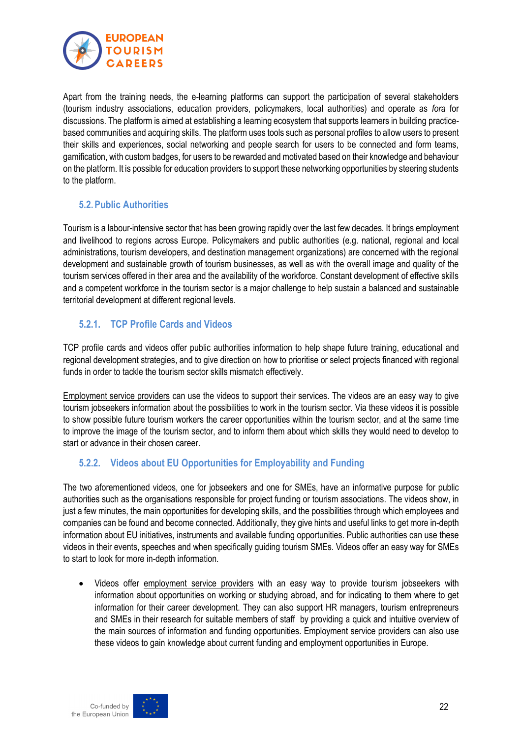Apart from the training needs, the e-learning platforms can support the participation of several stakeholders (tourism industry associations, education providers, policymakers, local authorities) and operate as *fora* for discussions. The platform is aimed at establishing a learning ecosystem that supports learners in building practice-based communities and acquiring skills. The platform uses tools such as personal profiles to allow users to present their skills and experiences, social networking and people search for users to be connected and form teams, gamification, with custom badges, for users to be rewarded and motivated based on their knowledge and behaviour on the platform. It is possible for education providers to support these networking opportunities by steering students to the platform.

## 5.2. Public Authorities

Tourism is a labour-intensive sector that has been growing rapidly over the last few decades. It brings employment and livelihood to regions across Europe. Policymakers and public authorities (e.g. national, regional and local administrations, tourism developers, and destination management organizations) are concerned with the regional development and sustainable growth of tourism businesses, as well as with the overall image and quality of the tourism services offered in their area and the availability of the workforce. Constant development of effective skills and a competent workforce in the tourism sector is a major challenge to help sustain a balanced and sustainable territorial development at different regional levels.

### 5.2.1. TCP Profile Cards and Videos

TCP profile cards and videos offer public authorities information to help shape future training, educational and regional development strategies, and to give direction on how to prioritise or select projects financed with regional funds in order to tackle the tourism sector skills mismatch effectively.

Employment service providers can use the videos to support their services. The videos are an easy way to give tourism jobseekers information about the possibilities to work in the tourism sector. Via these videos it is possible to show possible future tourism workers the career opportunities within the tourism sector, and at the same time to improve the image of the tourism sector, and to inform them about which skills they would need to develop to start or advance in their chosen career.

### 5.2.2. Videos about EU Opportunities for Employability and Funding

The two aforementioned videos, one for jobseekers and one for SMEs, have an informative purpose for public authorities such as the organisations responsible for project funding or tourism associations. The videos show, in just a few minutes, the main opportunities for developing skills, and the possibilities through which employees and companies can be found and become connected. Additionally, they give hints and useful links to get more in-depth information about EU initiatives, instruments and available funding opportunities. Public authorities can use these videos in their events, speeches and when specifically guiding tourism SMEs. Videos offer an easy way for SMEs to start to look for more in-depth information.

- Videos offer employment service providers with an easy way to provide tourism jobseekers with information about opportunities on working or studying abroad, and for indicating to them where to get information for their career development. They can also support HR managers, tourism entrepreneurs and SMEs in their research for suitable members of staff by providing a quick and intuitive overview of the main sources of information and funding opportunities. Employment service providers can also use these videos to gain knowledge about current funding and employment opportunities in Europe.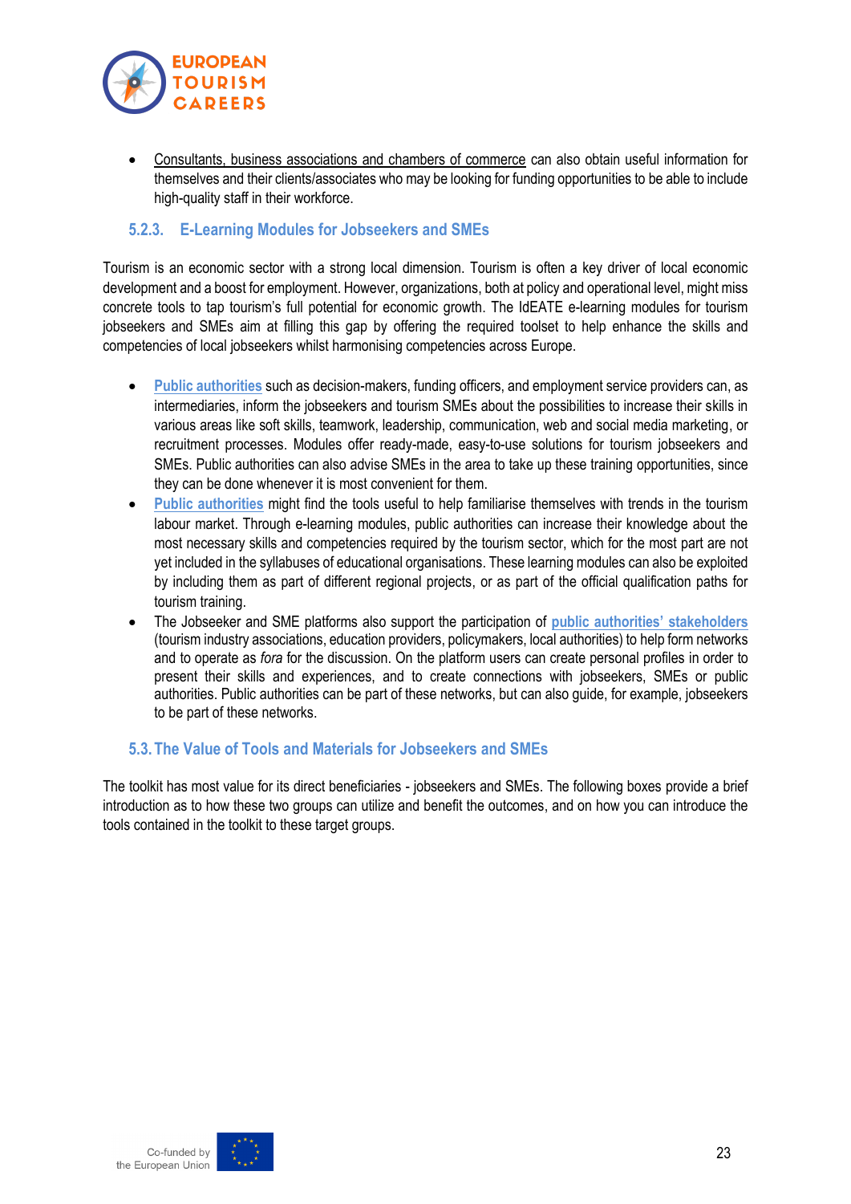- Consultants, business associations and chambers of commerce can also obtain useful information for themselves and their clients/associates who may be looking for funding opportunities to be able to include high-quality staff in their workforce.

### 5.2.3. E-Learning Modules for Jobseekers and SMEs

Tourism is an economic sector with a strong local dimension. Tourism is often a key driver of local economic development and a boost for employment. However, organizations, both at policy and operational level, might miss concrete tools to tap tourism's full potential for economic growth. The IdEATE e-learning modules for tourism jobseekers and SMEs aim at filling this gap by offering the required toolset to help enhance the skills and competencies of local jobseekers whilst harmonising competencies across Europe.

- **Public authorities** such as decision-makers, funding officers, and employment service providers can, as intermediaries, inform the jobseekers and tourism SMEs about the possibilities to increase their skills in various areas like soft skills, teamwork, leadership, communication, web and social media marketing, or recruitment processes. Modules offer ready-made, easy-to-use solutions for tourism jobseekers and SMEs. Public authorities can also advise SMEs in the area to take up these training opportunities, since they can be done whenever it is most convenient for them.
- **Public authorities** might find the tools useful to help familiarise themselves with trends in the tourism labour market. Through e-learning modules, public authorities can increase their knowledge about the most necessary skills and competencies required by the tourism sector, which for the most part are not yet included in the syllabuses of educational organisations. These learning modules can also be exploited by including them as part of different regional projects, or as part of the official qualification paths for tourism training.
- The Jobseeker and SME platforms also support the participation of **public authorities' stakeholders** (tourism industry associations, education providers, policymakers, local authorities) to help form networks and to operate as *fora* for the discussion. On the platform users can create personal profiles in order to present their skills and experiences, and to create connections with jobseekers, SMEs or public authorities. Public authorities can be part of these networks, but can also guide, for example, jobseekers to be part of these networks.

## 5.3. The Value of Tools and Materials for Jobseekers and SMEs

The toolkit has most value for its direct beneficiaries - jobseekers and SMEs. The following boxes provide a brief introduction as to how these two groups can utilize and benefit the outcomes, and on how you can introduce the tools contained in the toolkit to these target groups.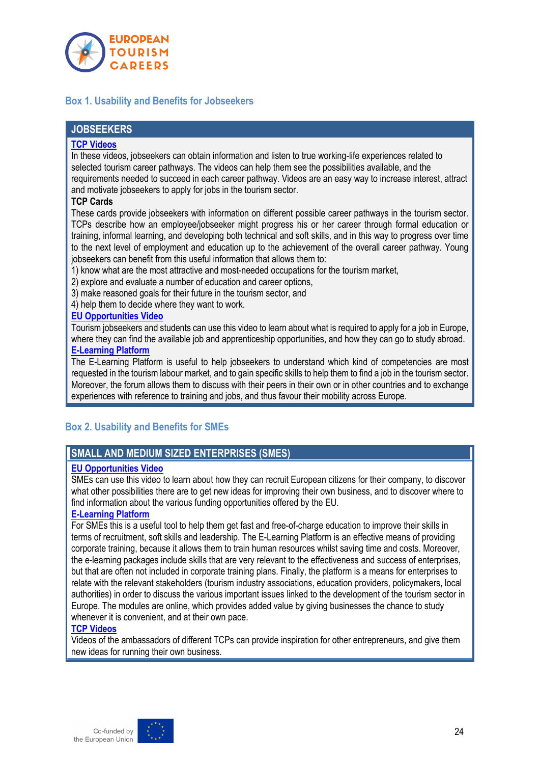### Box 1. Usability and Benefits for Jobseekers

| JOBSEEKERS |
| --- |
| **TCP Videos**<br>In these videos, jobseekers can obtain information and listen to true working-life experiences related to selected tourism career pathways. The videos can help them see the possibilities available, and the requirements needed to succeed in each career pathway. Videos are an easy way to increase interest, attract and motivate jobseekers to apply for jobs in the tourism sector.<br>**TCP Cards**<br>These cards provide jobseekers with information on different possible career pathways in the tourism sector. TCPs describe how an employee/jobseeker might progress his or her career through formal education or training, informal learning, and developing both technical and soft skills, and in this way to progress over time to the next level of employment and education up to the achievement of the overall career pathway. Young jobseekers can benefit from this useful information that allows them to:<br>1) know what are the most attractive and most-needed occupations for the tourism market,<br>2) explore and evaluate a number of education and career options,<br>3) make reasoned goals for their future in the tourism sector, and<br>4) help them to decide where they want to work.<br>**EU Opportunities Video**<br>Tourism jobseekers and students can use this video to learn about what is required to apply for a job in Europe, where they can find the available job and apprenticeship opportunities, and how they can go to study abroad.<br>**E-Learning Platform**<br>The E-Learning Platform is useful to help jobseekers to understand which kind of competencies are most requested in the tourism labour market, and to gain specific skills to help them to find a job in the tourism sector. Moreover, the forum allows them to discuss with their peers in their own or in other countries and to exchange experiences with reference to training and jobs, and thus favour their mobility across Europe. |

### Box 2. Usability and Benefits for SMEs

| SMALL AND MEDIUM SIZED ENTERPRISES (SMES) |
| --- |
| **EU Opportunities Video**<br>SMEs can use this video to learn about how they can recruit European citizens for their company, to discover what other possibilities there are to get new ideas for improving their own business, and to discover where to find information about the various funding opportunities offered by the EU.<br>**E-Learning Platform**<br>For SMEs this is a useful tool to help them get fast and free-of-charge education to improve their skills in terms of recruitment, soft skills and leadership. The E-Learning Platform is an effective means of providing corporate training, because it allows them to train human resources whilst saving time and costs. Moreover, the e-learning packages include skills that are very relevant to the effectiveness and success of enterprises, but that are often not included in corporate training plans. Finally, the platform is a means for enterprises to relate with the relevant stakeholders (tourism industry associations, education providers, policymakers, local authorities) in order to discuss the various important issues linked to the development of the tourism sector in Europe. The modules are online, which provides added value by giving businesses the chance to study whenever it is convenient, and at their own pace.<br>**TCP Videos**<br>Videos of the ambassadors of different TCPs can provide inspiration for other entrepreneurs, and give them new ideas for running their own business. |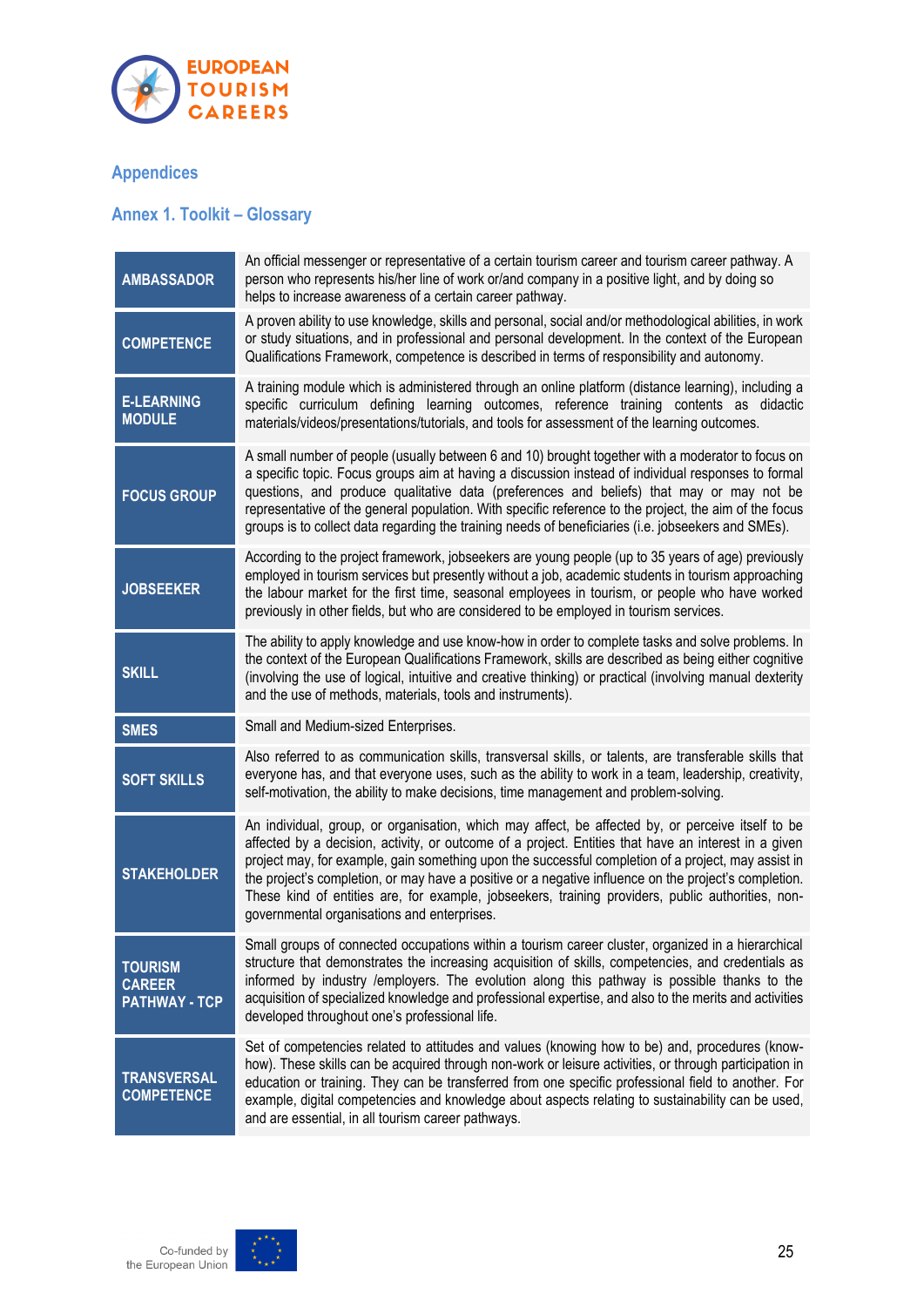## Appendices

### Annex 1. Toolkit – Glossary

| Term | Definition |
|---|---|
| **AMBASSADOR** | An official messenger or representative of a certain tourism career and tourism career pathway. A person who represents his/her line of work or/and company in a positive light, and by doing so helps to increase awareness of a certain career pathway. |
| **COMPETENCE** | A proven ability to use knowledge, skills and personal, social and/or methodological abilities, in work or study situations, and in professional and personal development. In the context of the European Qualifications Framework, competence is described in terms of responsibility and autonomy. |
| **E-LEARNING MODULE** | A training module which is administered through an online platform (distance learning), including a specific curriculum defining learning outcomes, reference training contents as didactic materials/videos/presentations/tutorials, and tools for assessment of the learning outcomes. |
| **FOCUS GROUP** | A small number of people (usually between 6 and 10) brought together with a moderator to focus on a specific topic. Focus groups aim at having a discussion instead of individual responses to formal questions, and produce qualitative data (preferences and beliefs) that may or may not be representative of the general population. With specific reference to the project, the aim of the focus groups is to collect data regarding the training needs of beneficiaries (i.e. jobseekers and SMEs). |
| **JOBSEEKER** | According to the project framework, jobseekers are young people (up to 35 years of age) previously employed in tourism services but presently without a job, academic students in tourism approaching the labour market for the first time, seasonal employees in tourism, or people who have worked previously in other fields, but who are considered to be employed in tourism services. |
| **SKILL** | The ability to apply knowledge and use know-how in order to complete tasks and solve problems. In the context of the European Qualifications Framework, skills are described as being either cognitive (involving the use of logical, intuitive and creative thinking) or practical (involving manual dexterity and the use of methods, materials, tools and instruments). |
| **SMES** | Small and Medium-sized Enterprises. |
| **SOFT SKILLS** | Also referred to as communication skills, transversal skills, or talents, are transferable skills that everyone has, and that everyone uses, such as the ability to work in a team, leadership, creativity, self-motivation, the ability to make decisions, time management and problem-solving. |
| **STAKEHOLDER** | An individual, group, or organisation, which may affect, be affected by, or perceive itself to be affected by a decision, activity, or outcome of a project. Entities that have an interest in a given project may, for example, gain something upon the successful completion of a project, may assist in the project's completion, or may have a positive or a negative influence on the project's completion. These kind of entities are, for example, jobseekers, training providers, public authorities, non-governmental organisations and enterprises. |
| **TOURISM CAREER PATHWAY - TCP** | Small groups of connected occupations within a tourism career cluster, organized in a hierarchical structure that demonstrates the increasing acquisition of skills, competencies, and credentials as informed by industry /employers. The evolution along this pathway is possible thanks to the acquisition of specialized knowledge and professional expertise, and also to the merits and activities developed throughout one's professional life. |
| **TRANSVERSAL COMPETENCE** | Set of competencies related to attitudes and values (knowing how to be) and, procedures (know-how). These skills can be acquired through non-work or leisure activities, or through participation in education or training. They can be transferred from one specific professional field to another. For example, digital competencies and knowledge about aspects relating to sustainability can be used, and are essential, in all tourism career pathways. |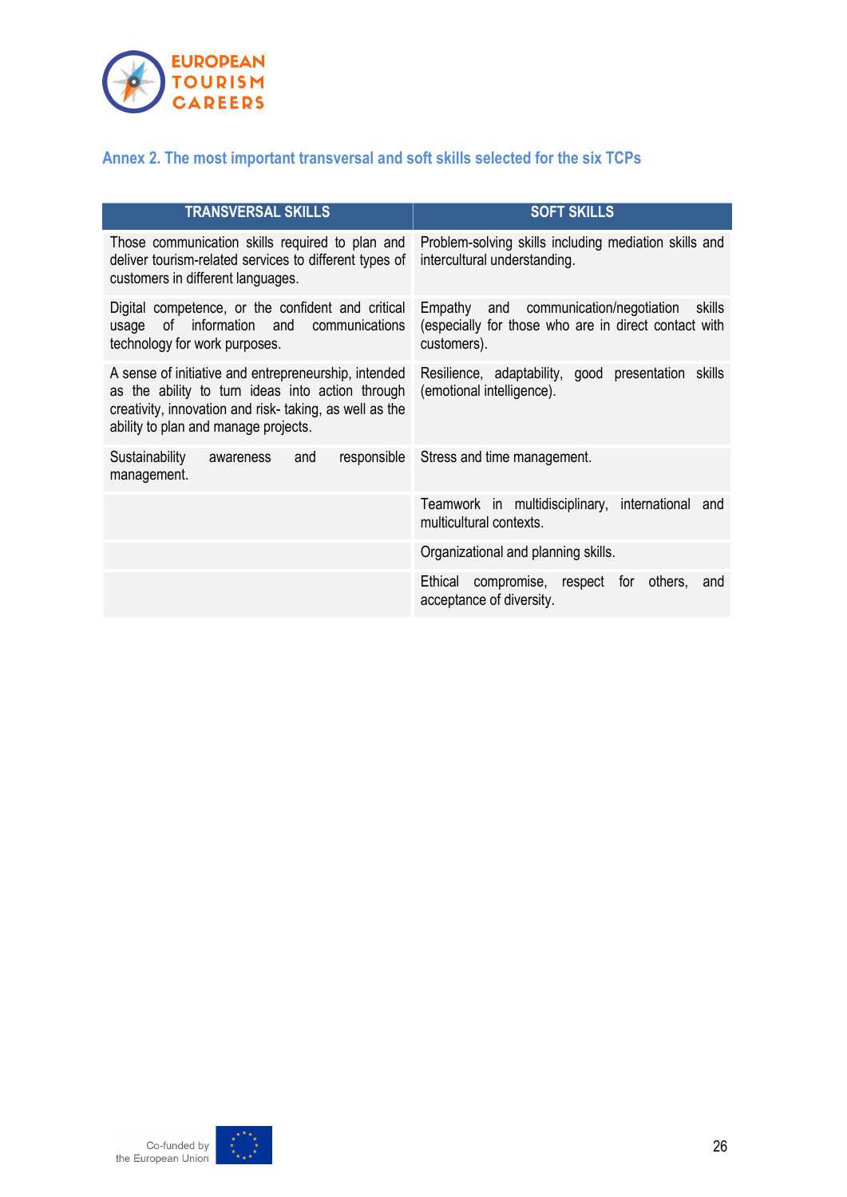## Annex 2. The most important transversal and soft skills selected for the six TCPs

| TRANSVERSAL SKILLS | SOFT SKILLS |
|---|---|
| Those communication skills required to plan and deliver tourism-related services to different types of customers in different languages. | Problem-solving skills including mediation skills and intercultural understanding. |
| Digital competence, or the confident and critical usage of information and communications technology for work purposes. | Empathy and communication/negotiation skills (especially for those who are in direct contact with customers). |
| A sense of initiative and entrepreneurship, intended as the ability to turn ideas into action through creativity, innovation and risk- taking, as well as the ability to plan and manage projects. | Resilience, adaptability, good presentation skills (emotional intelligence). |
| Sustainability awareness and responsible management. | Stress and time management. |
| | Teamwork in multidisciplinary, international and multicultural contexts. |
| | Organizational and planning skills. |
| | Ethical compromise, respect for others, and acceptance of diversity. |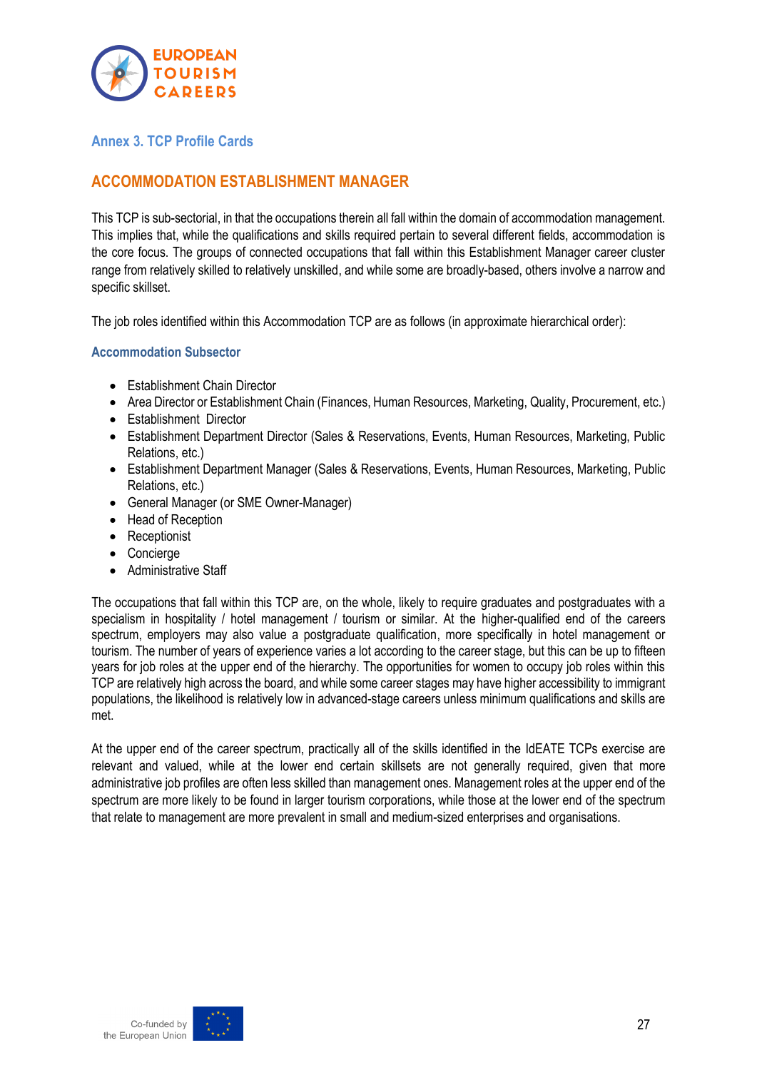## Annex 3. TCP Profile Cards

## ACCOMMODATION ESTABLISHMENT MANAGER

This TCP is sub-sectorial, in that the occupations therein all fall within the domain of accommodation management. This implies that, while the qualifications and skills required pertain to several different fields, accommodation is the core focus. The groups of connected occupations that fall within this Establishment Manager career cluster range from relatively skilled to relatively unskilled, and while some are broadly-based, others involve a narrow and specific skillset.

The job roles identified within this Accommodation TCP are as follows (in approximate hierarchical order):

### Accommodation Subsector

- Establishment Chain Director
- Area Director or Establishment Chain (Finances, Human Resources, Marketing, Quality, Procurement, etc.)
- Establishment Director
- Establishment Department Director (Sales & Reservations, Events, Human Resources, Marketing, Public Relations, etc.)
- Establishment Department Manager (Sales & Reservations, Events, Human Resources, Marketing, Public Relations, etc.)
- General Manager (or SME Owner-Manager)
- Head of Reception
- Receptionist
- Concierge
- Administrative Staff

The occupations that fall within this TCP are, on the whole, likely to require graduates and postgraduates with a specialism in hospitality / hotel management / tourism or similar. At the higher-qualified end of the careers spectrum, employers may also value a postgraduate qualification, more specifically in hotel management or tourism. The number of years of experience varies a lot according to the career stage, but this can be up to fifteen years for job roles at the upper end of the hierarchy. The opportunities for women to occupy job roles within this TCP are relatively high across the board, and while some career stages may have higher accessibility to immigrant populations, the likelihood is relatively low in advanced-stage careers unless minimum qualifications and skills are met.

At the upper end of the career spectrum, practically all of the skills identified in the IdEATE TCPs exercise are relevant and valued, while at the lower end certain skillsets are not generally required, given that more administrative job profiles are often less skilled than management ones. Management roles at the upper end of the spectrum are more likely to be found in larger tourism corporations, while those at the lower end of the spectrum that relate to management are more prevalent in small and medium-sized enterprises and organisations.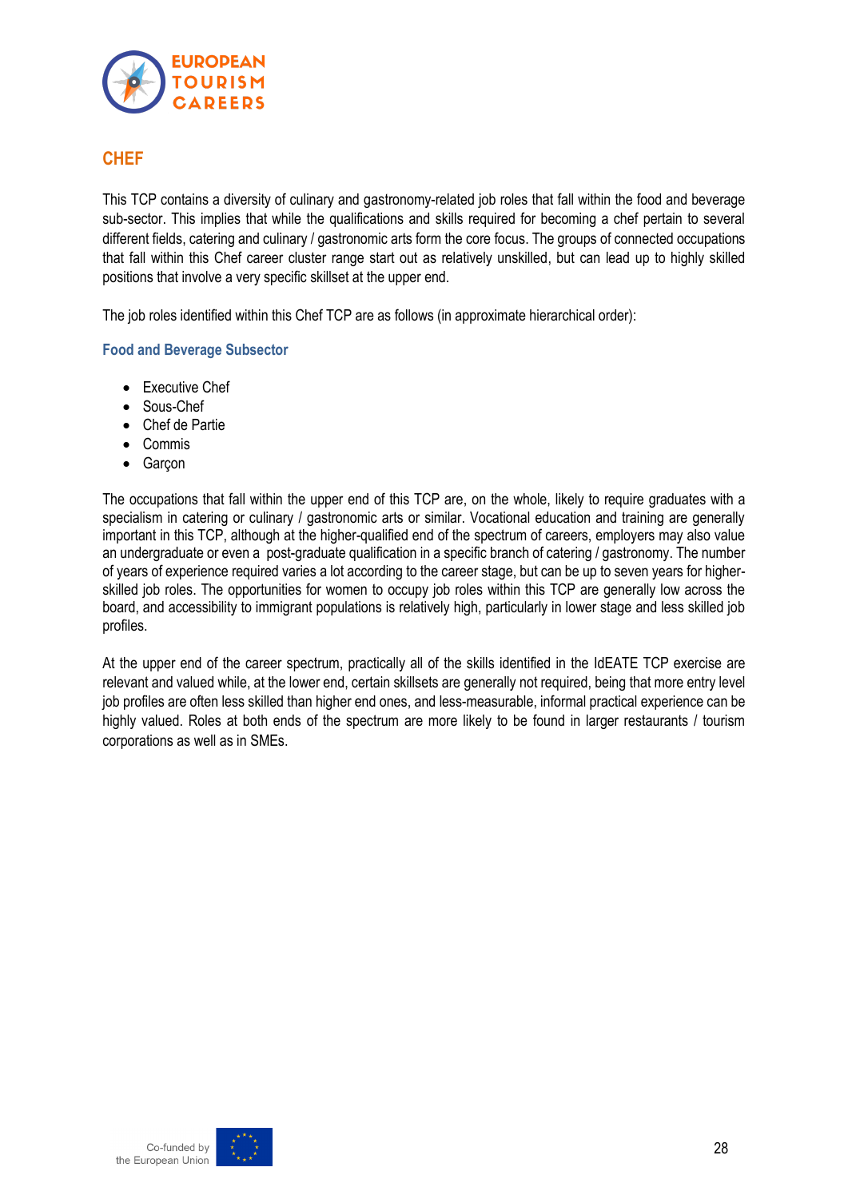## CHEF

This TCP contains a diversity of culinary and gastronomy-related job roles that fall within the food and beverage sub-sector. This implies that while the qualifications and skills required for becoming a chef pertain to several different fields, catering and culinary / gastronomic arts form the core focus. The groups of connected occupations that fall within this Chef career cluster range start out as relatively unskilled, but can lead up to highly skilled positions that involve a very specific skillset at the upper end.

The job roles identified within this Chef TCP are as follows (in approximate hierarchical order):

### Food and Beverage Subsector

- Executive Chef
- Sous-Chef
- Chef de Partie
- Commis
- Garçon

The occupations that fall within the upper end of this TCP are, on the whole, likely to require graduates with a specialism in catering or culinary / gastronomic arts or similar. Vocational education and training are generally important in this TCP, although at the higher-qualified end of the spectrum of careers, employers may also value an undergraduate or even a post-graduate qualification in a specific branch of catering / gastronomy. The number of years of experience required varies a lot according to the career stage, but can be up to seven years for higher-skilled job roles. The opportunities for women to occupy job roles within this TCP are generally low across the board, and accessibility to immigrant populations is relatively high, particularly in lower stage and less skilled job profiles.

At the upper end of the career spectrum, practically all of the skills identified in the IdEATE TCP exercise are relevant and valued while, at the lower end, certain skillsets are generally not required, being that more entry level job profiles are often less skilled than higher end ones, and less-measurable, informal practical experience can be highly valued. Roles at both ends of the spectrum are more likely to be found in larger restaurants / tourism corporations as well as in SMEs.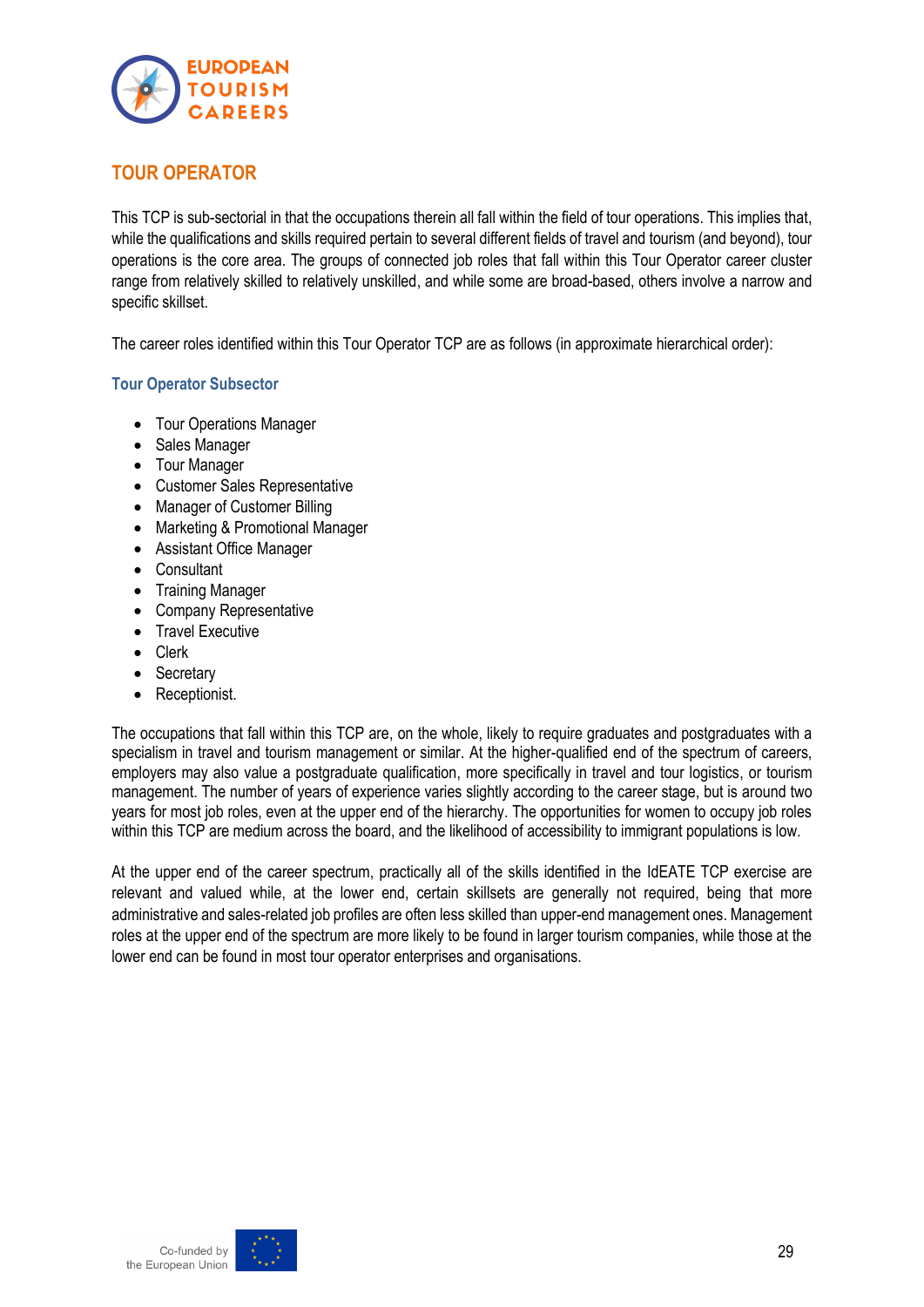## TOUR OPERATOR

This TCP is sub-sectorial in that the occupations therein all fall within the field of tour operations. This implies that, while the qualifications and skills required pertain to several different fields of travel and tourism (and beyond), tour operations is the core area. The groups of connected job roles that fall within this Tour Operator career cluster range from relatively skilled to relatively unskilled, and while some are broad-based, others involve a narrow and specific skillset.

The career roles identified within this Tour Operator TCP are as follows (in approximate hierarchical order):

### Tour Operator Subsector

- Tour Operations Manager
- Sales Manager
- Tour Manager
- Customer Sales Representative
- Manager of Customer Billing
- Marketing & Promotional Manager
- Assistant Office Manager
- Consultant
- Training Manager
- Company Representative
- Travel Executive
- Clerk
- Secretary
- Receptionist.

The occupations that fall within this TCP are, on the whole, likely to require graduates and postgraduates with a specialism in travel and tourism management or similar. At the higher-qualified end of the spectrum of careers, employers may also value a postgraduate qualification, more specifically in travel and tour logistics, or tourism management. The number of years of experience varies slightly according to the career stage, but is around two years for most job roles, even at the upper end of the hierarchy. The opportunities for women to occupy job roles within this TCP are medium across the board, and the likelihood of accessibility to immigrant populations is low.

At the upper end of the career spectrum, practically all of the skills identified in the IdEATE TCP exercise are relevant and valued while, at the lower end, certain skillsets are generally not required, being that more administrative and sales-related job profiles are often less skilled than upper-end management ones. Management roles at the upper end of the spectrum are more likely to be found in larger tourism companies, while those at the lower end can be found in most tour operator enterprises and organisations.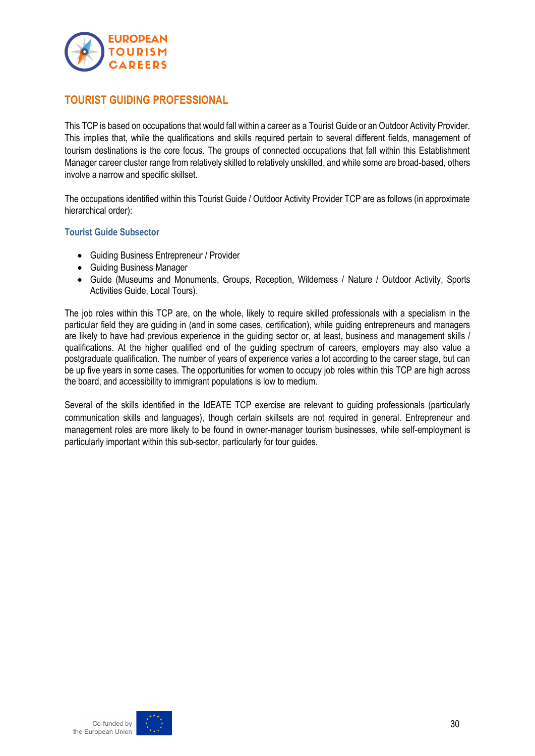## TOURIST GUIDING PROFESSIONAL

This TCP is based on occupations that would fall within a career as a Tourist Guide or an Outdoor Activity Provider. This implies that, while the qualifications and skills required pertain to several different fields, management of tourism destinations is the core focus. The groups of connected occupations that fall within this Establishment Manager career cluster range from relatively skilled to relatively unskilled, and while some are broad-based, others involve a narrow and specific skillset.

The occupations identified within this Tourist Guide / Outdoor Activity Provider TCP are as follows (in approximate hierarchical order):

### Tourist Guide Subsector

- Guiding Business Entrepreneur / Provider
- Guiding Business Manager
- Guide (Museums and Monuments, Groups, Reception, Wilderness / Nature / Outdoor Activity, Sports Activities Guide, Local Tours).

The job roles within this TCP are, on the whole, likely to require skilled professionals with a specialism in the particular field they are guiding in (and in some cases, certification), while guiding entrepreneurs and managers are likely to have had previous experience in the guiding sector or, at least, business and management skills / qualifications. At the higher qualified end of the guiding spectrum of careers, employers may also value a postgraduate qualification. The number of years of experience varies a lot according to the career stage, but can be up five years in some cases. The opportunities for women to occupy job roles within this TCP are high across the board, and accessibility to immigrant populations is low to medium.

Several of the skills identified in the IdEATE TCP exercise are relevant to guiding professionals (particularly communication skills and languages), though certain skillsets are not required in general. Entrepreneur and management roles are more likely to be found in owner-manager tourism businesses, while self-employment is particularly important within this sub-sector, particularly for tour guides.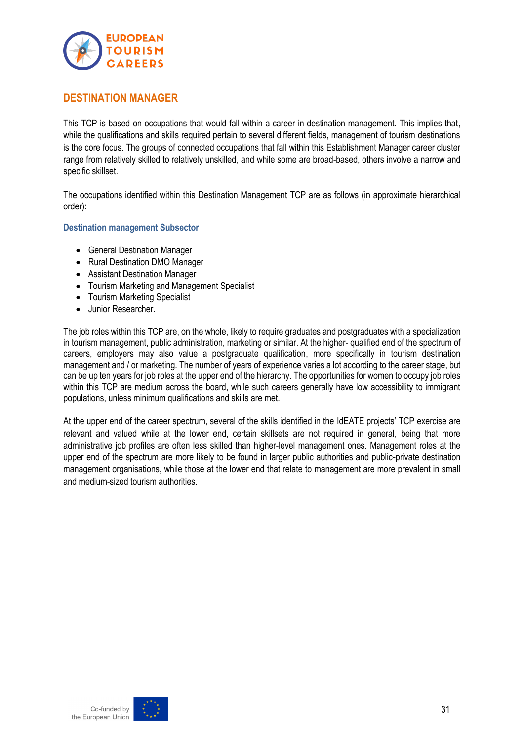## DESTINATION MANAGER

This TCP is based on occupations that would fall within a career in destination management. This implies that, while the qualifications and skills required pertain to several different fields, management of tourism destinations is the core focus. The groups of connected occupations that fall within this Establishment Manager career cluster range from relatively skilled to relatively unskilled, and while some are broad-based, others involve a narrow and specific skillset.

The occupations identified within this Destination Management TCP are as follows (in approximate hierarchical order):

### Destination management Subsector

- General Destination Manager
- Rural Destination DMO Manager
- Assistant Destination Manager
- Tourism Marketing and Management Specialist
- Tourism Marketing Specialist
- Junior Researcher.

The job roles within this TCP are, on the whole, likely to require graduates and postgraduates with a specialization in tourism management, public administration, marketing or similar. At the higher- qualified end of the spectrum of careers, employers may also value a postgraduate qualification, more specifically in tourism destination management and / or marketing. The number of years of experience varies a lot according to the career stage, but can be up ten years for job roles at the upper end of the hierarchy. The opportunities for women to occupy job roles within this TCP are medium across the board, while such careers generally have low accessibility to immigrant populations, unless minimum qualifications and skills are met.

At the upper end of the career spectrum, several of the skills identified in the IdEATE projects' TCP exercise are relevant and valued while at the lower end, certain skillsets are not required in general, being that more administrative job profiles are often less skilled than higher-level management ones. Management roles at the upper end of the spectrum are more likely to be found in larger public authorities and public-private destination management organisations, while those at the lower end that relate to management are more prevalent in small and medium-sized tourism authorities.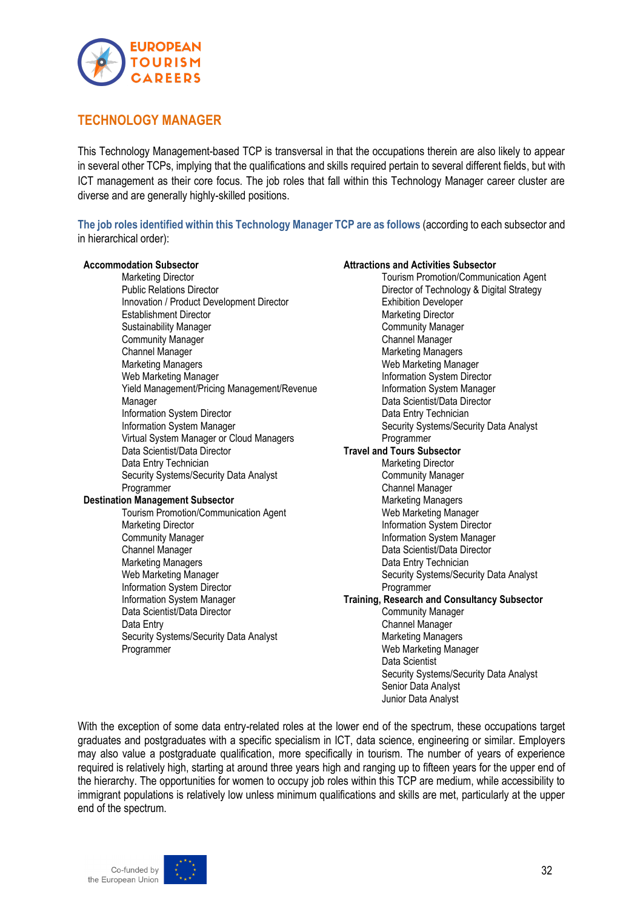## TECHNOLOGY MANAGER

This Technology Management-based TCP is transversal in that the occupations therein are also likely to appear in several other TCPs, implying that the qualifications and skills required pertain to several different fields, but with ICT management as their core focus. The job roles that fall within this Technology Manager career cluster are diverse and are generally highly-skilled positions.

**The job roles identified within this Technology Manager TCP are as follows** (according to each subsector and in hierarchical order):

**Accommodation Subsector**
- Marketing Director
- Public Relations Director
- Innovation / Product Development Director
- Establishment Director
- Sustainability Manager
- Community Manager
- Channel Manager
- Marketing Managers
- Web Marketing Manager
- Yield Management/Pricing Management/Revenue Manager
- Information System Director
- Information System Manager
- Virtual System Manager or Cloud Managers
- Data Scientist/Data Director
- Data Entry Technician
- Security Systems/Security Data Analyst
- Programmer

**Destination Management Subsector**
- Tourism Promotion/Communication Agent
- Marketing Director
- Community Manager
- Channel Manager
- Marketing Managers
- Web Marketing Manager
- Information System Director
- Information System Manager
- Data Scientist/Data Director
- Data Entry
- Security Systems/Security Data Analyst
- Programmer

**Attractions and Activities Subsector**
- Tourism Promotion/Communication Agent
- Director of Technology & Digital Strategy
- Exhibition Developer
- Marketing Director
- Community Manager
- Channel Manager
- Marketing Managers
- Web Marketing Manager
- Information System Director
- Information System Manager
- Data Scientist/Data Director
- Data Entry Technician
- Security Systems/Security Data Analyst
- Programmer

**Travel and Tours Subsector**
- Marketing Director
- Community Manager
- Channel Manager
- Marketing Managers
- Web Marketing Manager
- Information System Director
- Information System Manager
- Data Scientist/Data Director
- Data Entry Technician
- Security Systems/Security Data Analyst
- Programmer

**Training, Research and Consultancy Subsector**
- Community Manager
- Channel Manager
- Marketing Managers
- Web Marketing Manager
- Data Scientist
- Security Systems/Security Data Analyst
- Senior Data Analyst
- Junior Data Analyst

With the exception of some data entry-related roles at the lower end of the spectrum, these occupations target graduates and postgraduates with a specific specialism in ICT, data science, engineering or similar. Employers may also value a postgraduate qualification, more specifically in tourism. The number of years of experience required is relatively high, starting at around three years high and ranging up to fifteen years for the upper end of the hierarchy. The opportunities for women to occupy job roles within this TCP are medium, while accessibility to immigrant populations is relatively low unless minimum qualifications and skills are met, particularly at the upper end of the spectrum.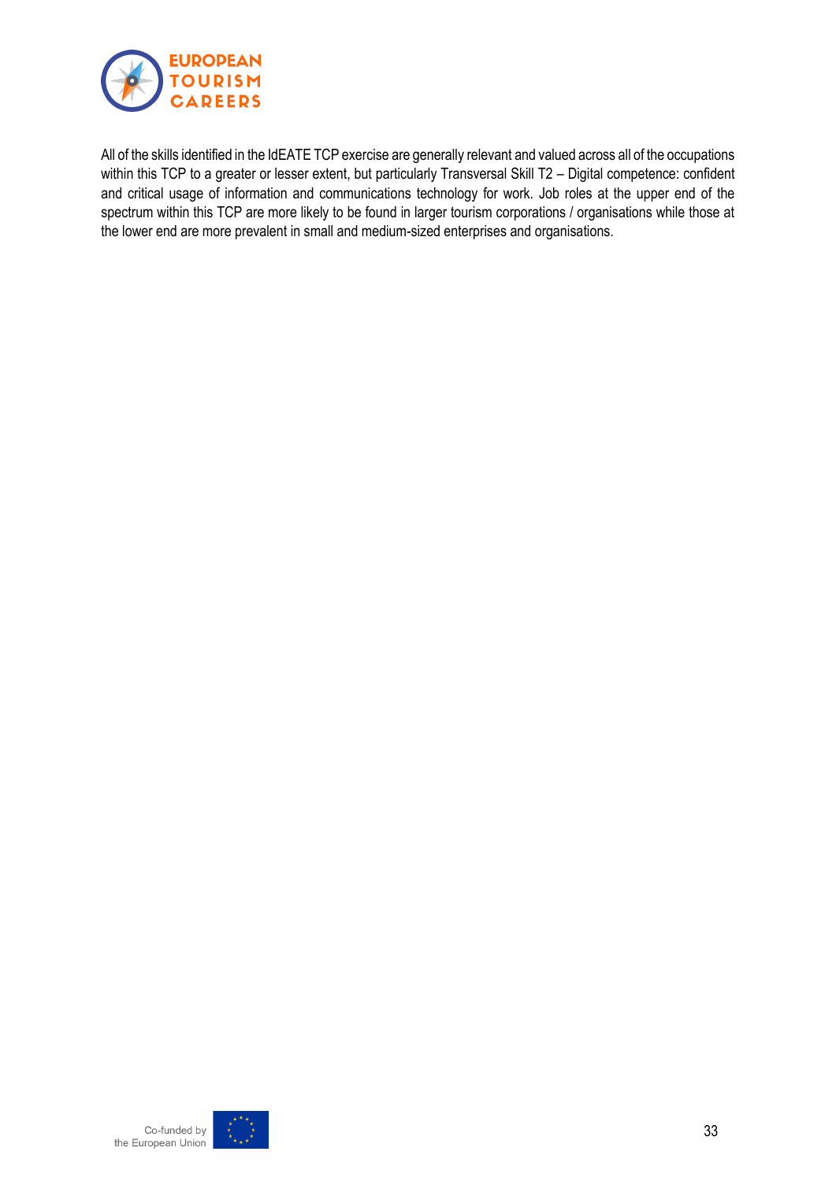All of the skills identified in the IdEATE TCP exercise are generally relevant and valued across all of the occupations within this TCP to a greater or lesser extent, but particularly Transversal Skill T2 – Digital competence: confident and critical usage of information and communications technology for work. Job roles at the upper end of the spectrum within this TCP are more likely to be found in larger tourism corporations / organisations while those at the lower end are more prevalent in small and medium-sized enterprises and organisations.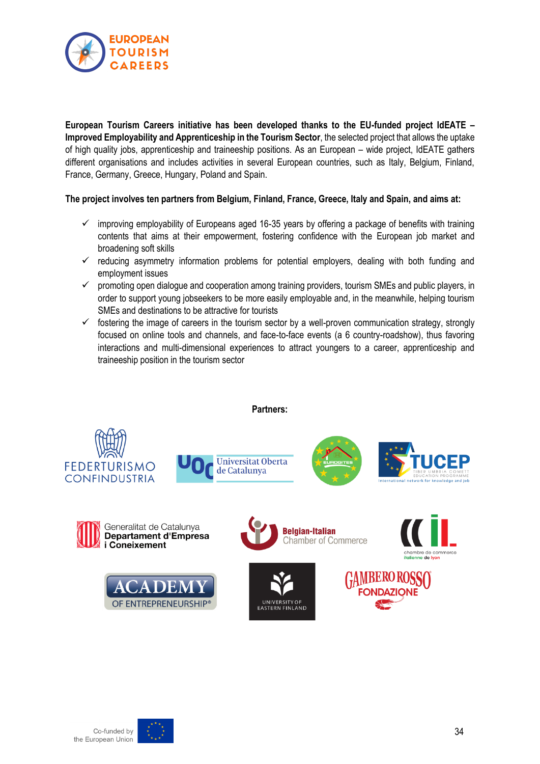**European Tourism Careers initiative has been developed thanks to the EU-funded project IdEATE – Improved Employability and Apprenticeship in the Tourism Sector**, the selected project that allows the uptake of high quality jobs, apprenticeship and traineeship positions. As an European – wide project, IdEATE gathers different organisations and includes activities in several European countries, such as Italy, Belgium, Finland, France, Germany, Greece, Hungary, Poland and Spain.

**The project involves ten partners from Belgium, Finland, France, Greece, Italy and Spain, and aims at:**

- ✓ improving employability of Europeans aged 16-35 years by offering a package of benefits with training contents that aims at their empowerment, fostering confidence with the European job market and broadening soft skills
- ✓ reducing asymmetry information problems for potential employers, dealing with both funding and employment issues
- ✓ promoting open dialogue and cooperation among training providers, tourism SMEs and public players, in order to support young jobseekers to be more easily employable and, in the meanwhile, helping tourism SMEs and destinations to be attractive for tourists
- ✓ fostering the image of careers in the tourism sector by a well-proven communication strategy, strongly focused on online tools and channels, and face-to-face events (a 6 country-roadshow), thus favoring interactions and multi-dimensional experiences to attract youngers to a career, apprenticeship and traineeship position in the tourism sector

**Partners:**

FEDERTURISMO CONFINDUSTRIA

Universitat Oberta de Catalunya

EUROGITES

TUCEP – Tiber Umbria Comett Education Programme – International network for knowledge and job

Generalitat de Catalunya Departament d'Empresa i Coneixement

Belgian-Italian Chamber of Commerce

chambre de commerce italienne de lyon

ACADEMY OF ENTREPRENEURSHIP®

UNIVERSITY OF EASTERN FINLAND

GAMBERO ROSSO FONDAZIONE

Co-funded by the European Union